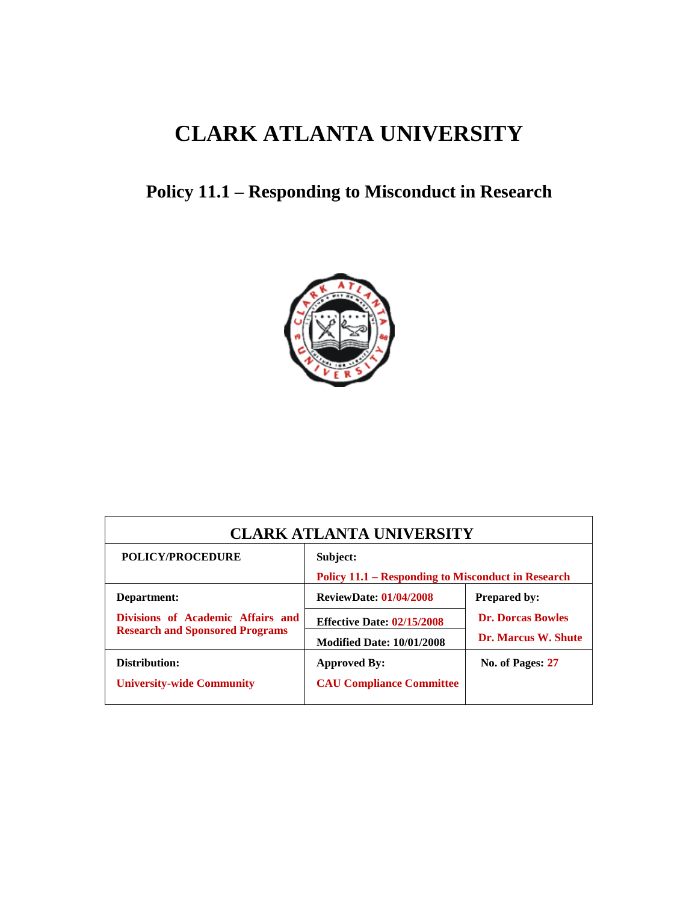# CLARK ATLANTA UNIVERSITY

## Policy 11.1 – Responding to Misconduct in Research

| CLARK ATLANTA UNIVERSITY | | |
|---|---|---|
| **POLICY/PROCEDURE** | **Subject:** **Policy 11.1 – Responding to Misconduct in Research** | |
| **Department:** **Divisions of Academic Affairs and Research and Sponsored Programs** | **ReviewDate: 01/04/2008** **Effective Date: 02/15/2008** **Modified Date: 10/01/2008** | **Prepared by:** **Dr. Dorcas Bowles** **Dr. Marcus W. Shute** |
| **Distribution:** **University-wide Community** | **Approved By:** **CAU Compliance Committee** | **No. of Pages: 27** |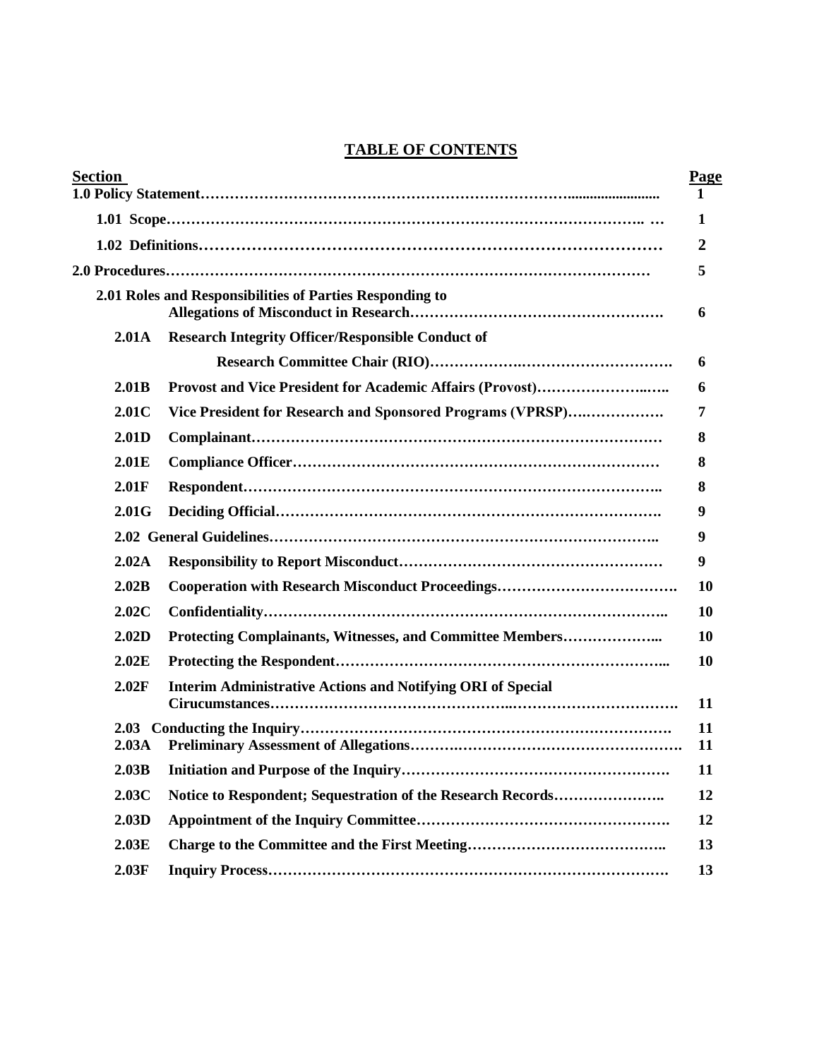# TABLE OF CONTENTS

| Section | | Page |
|---|---|---|
| **1.0 Policy Statement** | | **1** |
| **1.01 Scope** | | **1** |
| **1.02 Definitions** | | **2** |
| **2.0 Procedures** | | **5** |
| **2.01 Roles and Responsibilities of Parties Responding to Allegations of Misconduct in Research** | | **6** |
| **2.01A** | **Research Integrity Officer/Responsible Conduct of Research Committee Chair (RIO)** | **6** |
| **2.01B** | **Provost and Vice President for Academic Affairs (Provost)** | **6** |
| **2.01C** | **Vice President for Research and Sponsored Programs (VPRSP)** | **7** |
| **2.01D** | **Complainant** | **8** |
| **2.01E** | **Compliance Officer** | **8** |
| **2.01F** | **Respondent** | **8** |
| **2.01G** | **Deciding Official** | **9** |
| **2.02 General Guidelines** | | **9** |
| **2.02A** | **Responsibility to Report Misconduct** | **9** |
| **2.02B** | **Cooperation with Research Misconduct Proceedings** | **10** |
| **2.02C** | **Confidentiality** | **10** |
| **2.02D** | **Protecting Complainants, Witnesses, and Committee Members** | **10** |
| **2.02E** | **Protecting the Respondent** | **10** |
| **2.02F** | **Interim Administrative Actions and Notifying ORI of Special Cirucumstances** | **11** |
| **2.03 Conducting the Inquiry** | | **11** |
| **2.03A** | **Preliminary Assessment of Allegations** | **11** |
| **2.03B** | **Initiation and Purpose of the Inquiry** | **11** |
| **2.03C** | **Notice to Respondent; Sequestration of the Research Records** | **12** |
| **2.03D** | **Appointment of the Inquiry Committee** | **12** |
| **2.03E** | **Charge to the Committee and the First Meeting** | **13** |
| **2.03F** | **Inquiry Process** | **13** |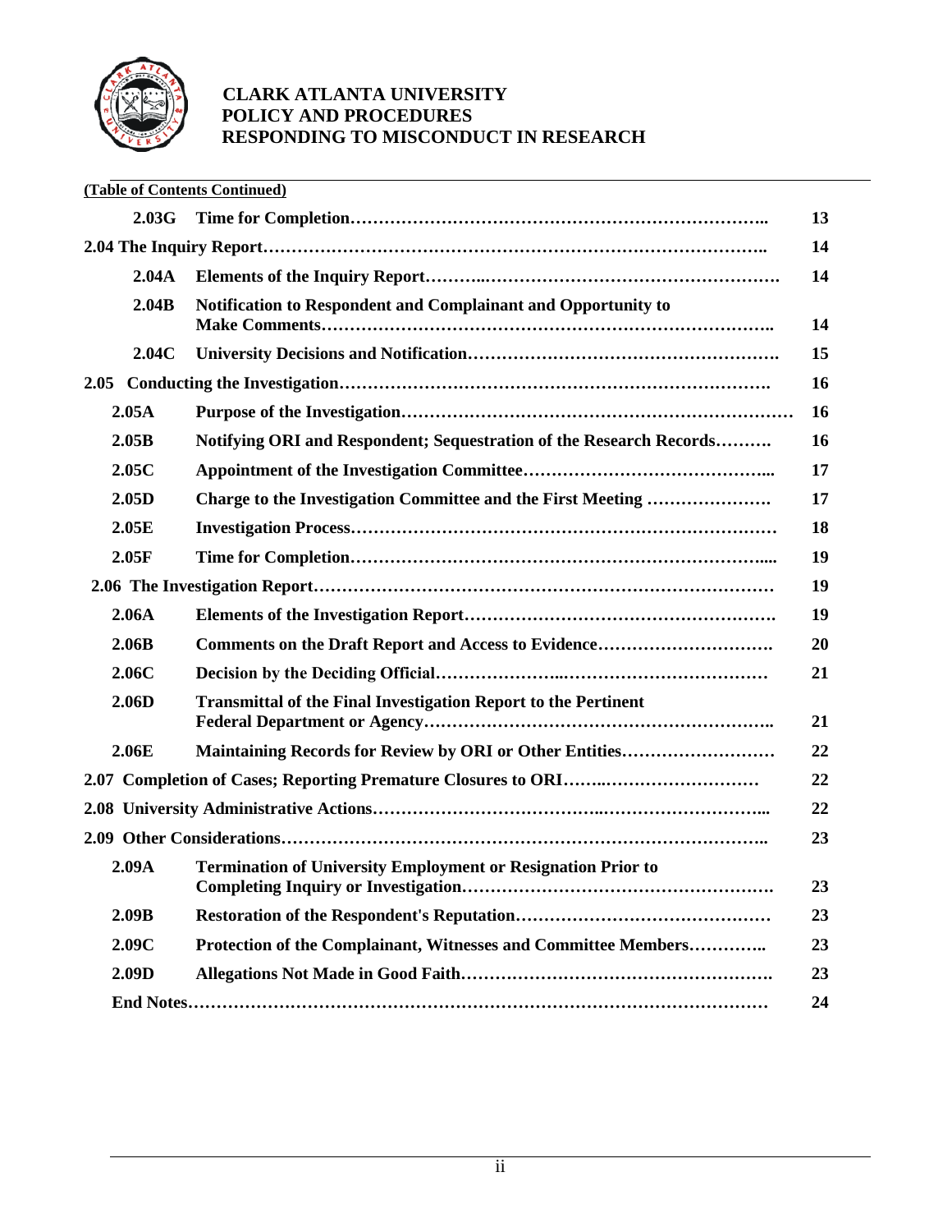**CLARK ATLANTA UNIVERSITY**
**POLICY AND PROCEDURES**
**RESPONDING TO MISCONDUCT IN RESEARCH**

**(Table of Contents Continued)**

| | | |
|---|---|---|
| 2.03G | Time for Completion | 13 |
| 2.04 The Inquiry Report | | 14 |
| 2.04A | Elements of the Inquiry Report | 14 |
| 2.04B | Notification to Respondent and Complainant and Opportunity to Make Comments | 14 |
| 2.04C | University Decisions and Notification | 15 |
| 2.05 Conducting the Investigation | | 16 |
| 2.05A | Purpose of the Investigation | 16 |
| 2.05B | Notifying ORI and Respondent; Sequestration of the Research Records | 16 |
| 2.05C | Appointment of the Investigation Committee | 17 |
| 2.05D | Charge to the Investigation Committee and the First Meeting | 17 |
| 2.05E | Investigation Process | 18 |
| 2.05F | Time for Completion | 19 |
| 2.06 The Investigation Report | | 19 |
| 2.06A | Elements of the Investigation Report | 19 |
| 2.06B | Comments on the Draft Report and Access to Evidence | 20 |
| 2.06C | Decision by the Deciding Official | 21 |
| 2.06D | Transmittal of the Final Investigation Report to the Pertinent Federal Department or Agency | 21 |
| 2.06E | Maintaining Records for Review by ORI or Other Entities | 22 |
| 2.07 Completion of Cases; Reporting Premature Closures to ORI | | 22 |
| 2.08 University Administrative Actions | | 22 |
| 2.09 Other Considerations | | 23 |
| 2.09A | Termination of University Employment or Resignation Prior to Completing Inquiry or Investigation | 23 |
| 2.09B | Restoration of the Respondent's Reputation | 23 |
| 2.09C | Protection of the Complainant, Witnesses and Committee Members | 23 |
| 2.09D | Allegations Not Made in Good Faith | 23 |
| End Notes | | 24 |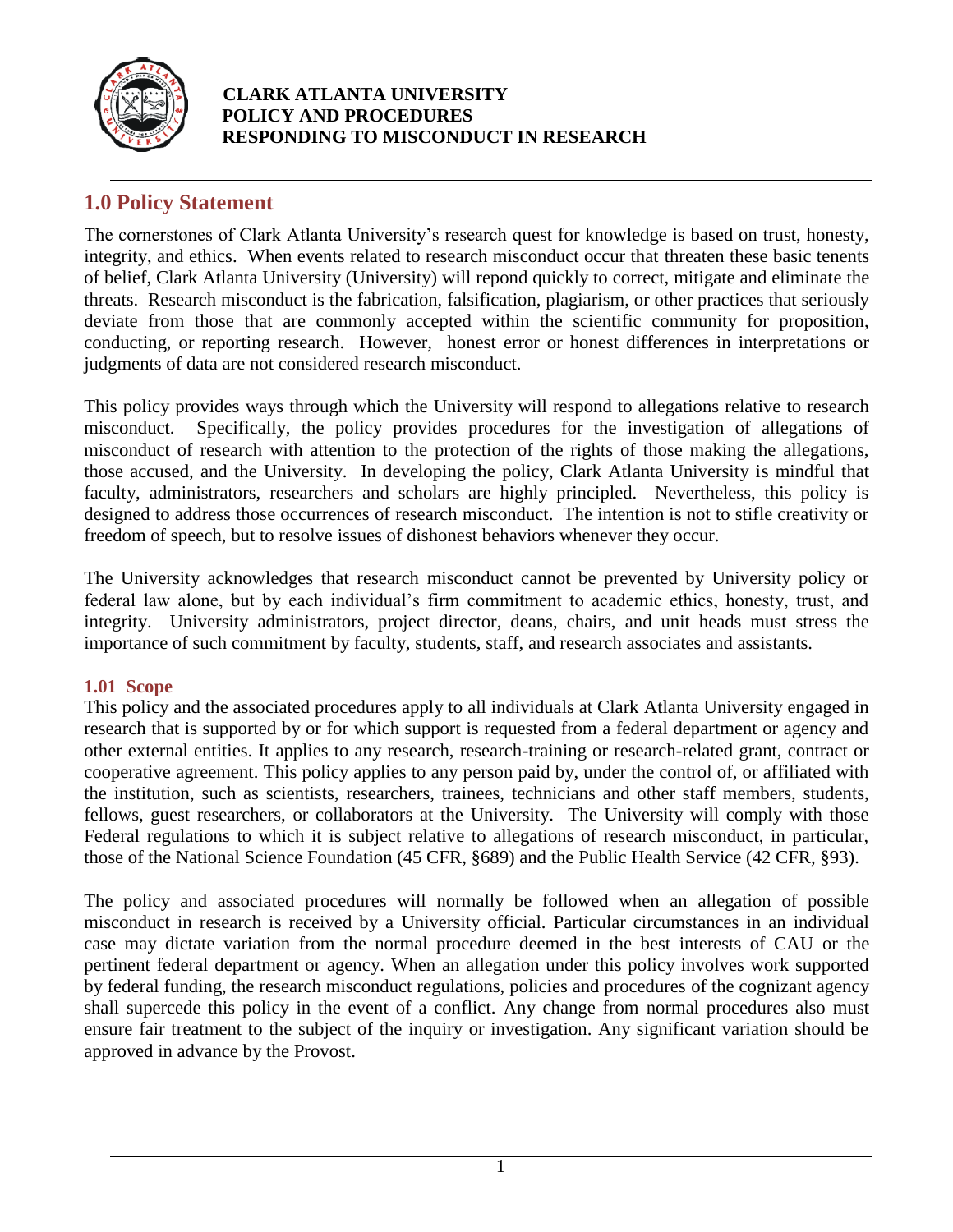**CLARK ATLANTA UNIVERSITY**
**POLICY AND PROCEDURES**
**RESPONDING TO MISCONDUCT IN RESEARCH**

## 1.0 Policy Statement

The cornerstones of Clark Atlanta University's research quest for knowledge is based on trust, honesty, integrity, and ethics. When events related to research misconduct occur that threaten these basic tenents of belief, Clark Atlanta University (University) will repond quickly to correct, mitigate and eliminate the threats. Research misconduct is the fabrication, falsification, plagiarism, or other practices that seriously deviate from those that are commonly accepted within the scientific community for proposition, conducting, or reporting research. However, honest error or honest differences in interpretations or judgments of data are not considered research misconduct.

This policy provides ways through which the University will respond to allegations relative to research misconduct. Specifically, the policy provides procedures for the investigation of allegations of misconduct of research with attention to the protection of the rights of those making the allegations, those accused, and the University. In developing the policy, Clark Atlanta University is mindful that faculty, administrators, researchers and scholars are highly principled. Nevertheless, this policy is designed to address those occurrences of research misconduct. The intention is not to stifle creativity or freedom of speech, but to resolve issues of dishonest behaviors whenever they occur.

The University acknowledges that research misconduct cannot be prevented by University policy or federal law alone, but by each individual's firm commitment to academic ethics, honesty, trust, and integrity. University administrators, project director, deans, chairs, and unit heads must stress the importance of such commitment by faculty, students, staff, and research associates and assistants.

### 1.01 Scope

This policy and the associated procedures apply to all individuals at Clark Atlanta University engaged in research that is supported by or for which support is requested from a federal department or agency and other external entities. It applies to any research, research-training or research-related grant, contract or cooperative agreement. This policy applies to any person paid by, under the control of, or affiliated with the institution, such as scientists, researchers, trainees, technicians and other staff members, students, fellows, guest researchers, or collaborators at the University. The University will comply with those Federal regulations to which it is subject relative to allegations of research misconduct, in particular, those of the National Science Foundation (45 CFR, §689) and the Public Health Service (42 CFR, §93).

The policy and associated procedures will normally be followed when an allegation of possible misconduct in research is received by a University official. Particular circumstances in an individual case may dictate variation from the normal procedure deemed in the best interests of CAU or the pertinent federal department or agency. When an allegation under this policy involves work supported by federal funding, the research misconduct regulations, policies and procedures of the cognizant agency shall supercede this policy in the event of a conflict. Any change from normal procedures also must ensure fair treatment to the subject of the inquiry or investigation. Any significant variation should be approved in advance by the Provost.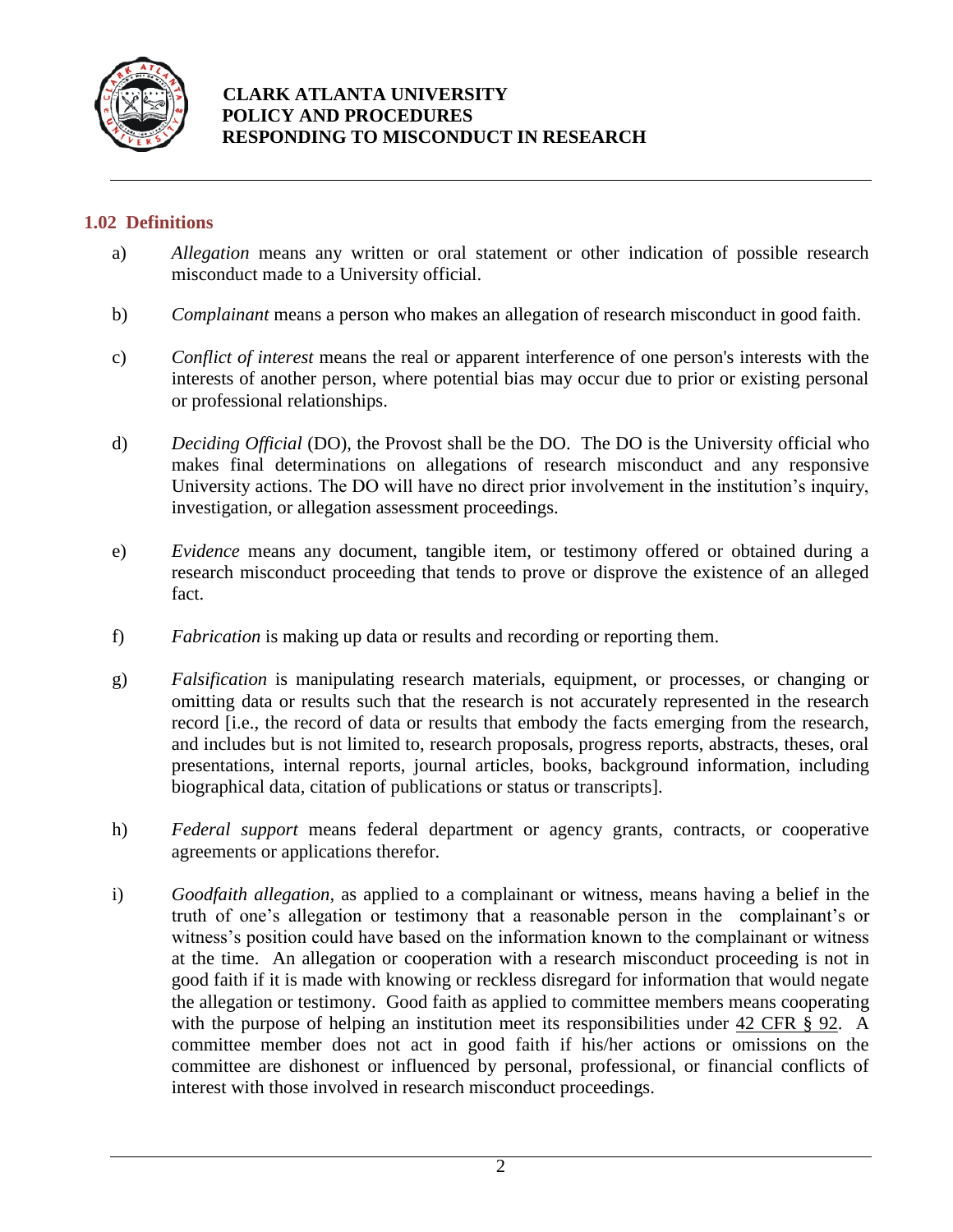### 1.02 Definitions

a) *Allegation* means any written or oral statement or other indication of possible research misconduct made to a University official.

b) *Complainant* means a person who makes an allegation of research misconduct in good faith.

c) *Conflict of interest* means the real or apparent interference of one person's interests with the interests of another person, where potential bias may occur due to prior or existing personal or professional relationships.

d) *Deciding Official* (DO), the Provost shall be the DO. The DO is the University official who makes final determinations on allegations of research misconduct and any responsive University actions. The DO will have no direct prior involvement in the institution's inquiry, investigation, or allegation assessment proceedings.

e) *Evidence* means any document, tangible item, or testimony offered or obtained during a research misconduct proceeding that tends to prove or disprove the existence of an alleged fact.

f) *Fabrication* is making up data or results and recording or reporting them.

g) *Falsification* is manipulating research materials, equipment, or processes, or changing or omitting data or results such that the research is not accurately represented in the research record [i.e., the record of data or results that embody the facts emerging from the research, and includes but is not limited to, research proposals, progress reports, abstracts, theses, oral presentations, internal reports, journal articles, books, background information, including biographical data, citation of publications or status or transcripts].

h) *Federal support* means federal department or agency grants, contracts, or cooperative agreements or applications therefor.

i) *Goodfaith allegation,* as applied to a complainant or witness, means having a belief in the truth of one's allegation or testimony that a reasonable person in the complainant's or witness's position could have based on the information known to the complainant or witness at the time. An allegation or cooperation with a research misconduct proceeding is not in good faith if it is made with knowing or reckless disregard for information that would negate the allegation or testimony. Good faith as applied to committee members means cooperating with the purpose of helping an institution meet its responsibilities under 42 CFR § 92. A committee member does not act in good faith if his/her actions or omissions on the committee are dishonest or influenced by personal, professional, or financial conflicts of interest with those involved in research misconduct proceedings.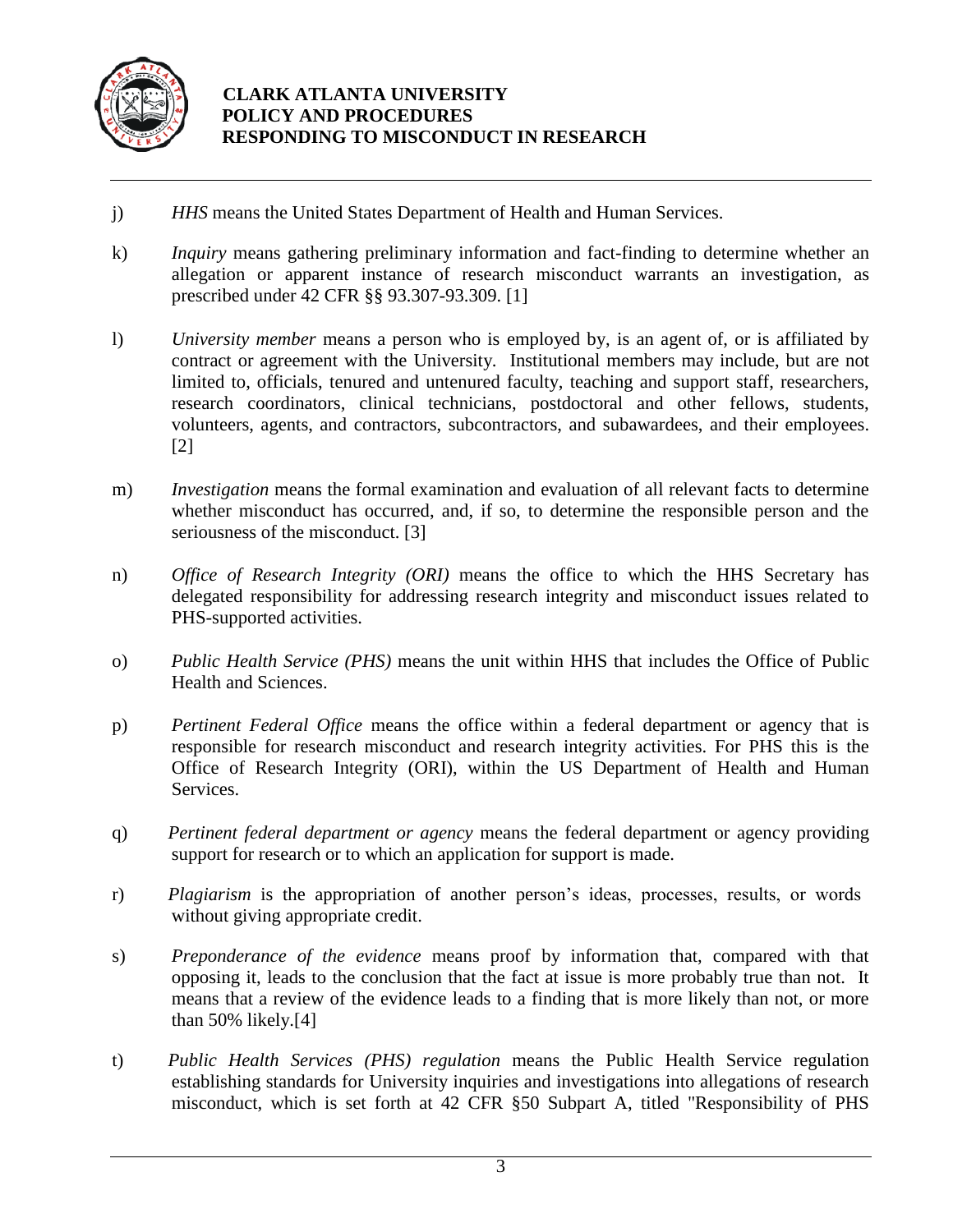j) *HHS* means the United States Department of Health and Human Services.

k) *Inquiry* means gathering preliminary information and fact-finding to determine whether an allegation or apparent instance of research misconduct warrants an investigation, as prescribed under 42 CFR §§ 93.307-93.309. [1]

l) *University member* means a person who is employed by, is an agent of, or is affiliated by contract or agreement with the University. Institutional members may include, but are not limited to, officials, tenured and untenured faculty, teaching and support staff, researchers, research coordinators, clinical technicians, postdoctoral and other fellows, students, volunteers, agents, and contractors, subcontractors, and subawardees, and their employees. [2]

m) *Investigation* means the formal examination and evaluation of all relevant facts to determine whether misconduct has occurred, and, if so, to determine the responsible person and the seriousness of the misconduct. [3]

n) *Office of Research Integrity (ORI)* means the office to which the HHS Secretary has delegated responsibility for addressing research integrity and misconduct issues related to PHS-supported activities.

o) *Public Health Service (PHS)* means the unit within HHS that includes the Office of Public Health and Sciences.

p) *Pertinent Federal Office* means the office within a federal department or agency that is responsible for research misconduct and research integrity activities. For PHS this is the Office of Research Integrity (ORI), within the US Department of Health and Human Services.

q) *Pertinent federal department or agency* means the federal department or agency providing support for research or to which an application for support is made.

r) *Plagiarism* is the appropriation of another person's ideas, processes, results, or words without giving appropriate credit.

s) *Preponderance of the evidence* means proof by information that, compared with that opposing it, leads to the conclusion that the fact at issue is more probably true than not. It means that a review of the evidence leads to a finding that is more likely than not, or more than 50% likely.[4]

t) *Public Health Services (PHS) regulation* means the Public Health Service regulation establishing standards for University inquiries and investigations into allegations of research misconduct, which is set forth at 42 CFR §50 Subpart A, titled "Responsibility of PHS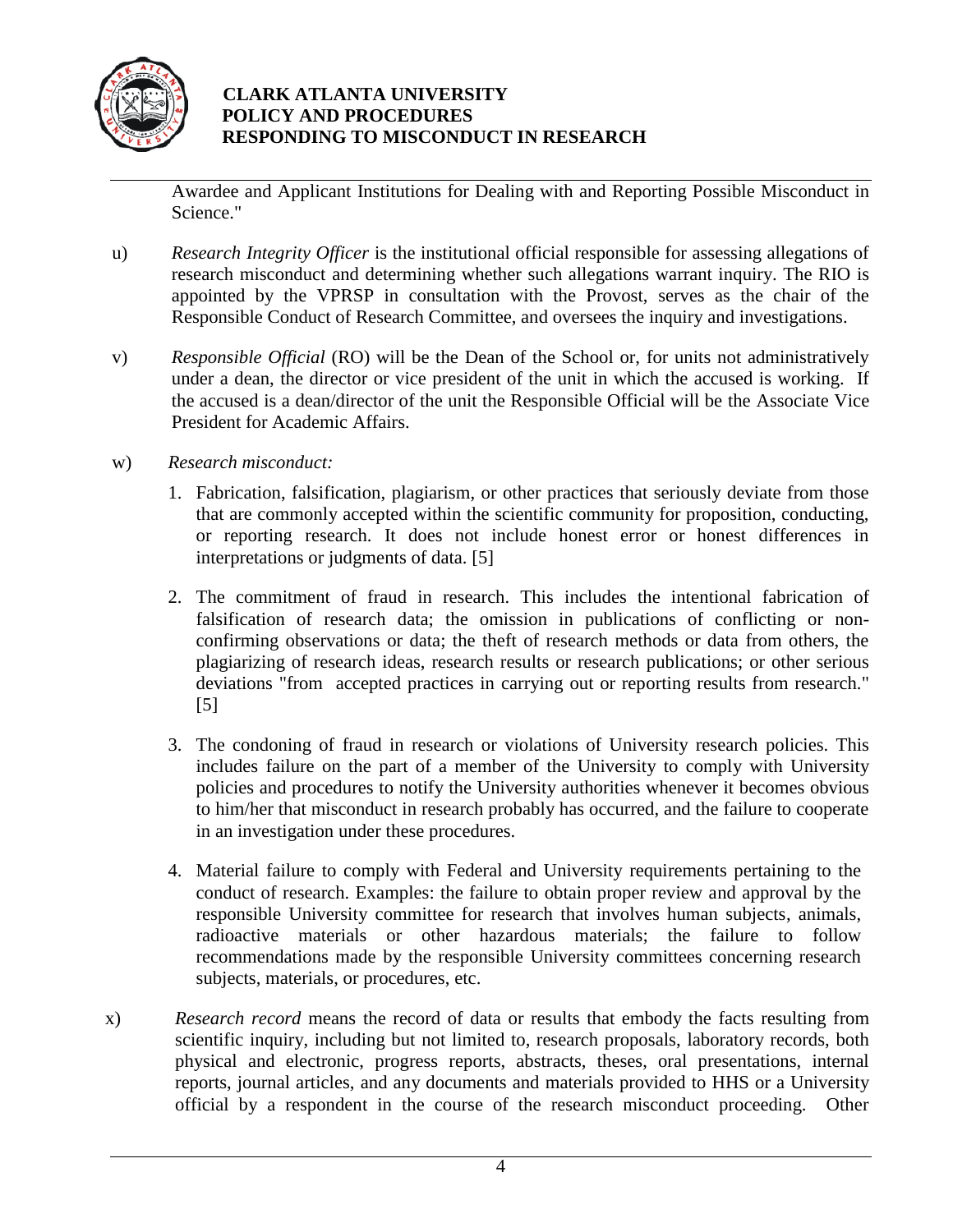Awardee and Applicant Institutions for Dealing with and Reporting Possible Misconduct in Science."

u) *Research Integrity Officer* is the institutional official responsible for assessing allegations of research misconduct and determining whether such allegations warrant inquiry. The RIO is appointed by the VPRSP in consultation with the Provost, serves as the chair of the Responsible Conduct of Research Committee, and oversees the inquiry and investigations.

v) *Responsible Official* (RO) will be the Dean of the School or, for units not administratively under a dean, the director or vice president of the unit in which the accused is working. If the accused is a dean/director of the unit the Responsible Official will be the Associate Vice President for Academic Affairs.

w) *Research misconduct:*

1. Fabrication, falsification, plagiarism, or other practices that seriously deviate from those that are commonly accepted within the scientific community for proposition, conducting, or reporting research. It does not include honest error or honest differences in interpretations or judgments of data. [5]

2. The commitment of fraud in research. This includes the intentional fabrication of falsification of research data; the omission in publications of conflicting or non-confirming observations or data; the theft of research methods or data from others, the plagiarizing of research ideas, research results or research publications; or other serious deviations "from accepted practices in carrying out or reporting results from research." [5]

3. The condoning of fraud in research or violations of University research policies. This includes failure on the part of a member of the University to comply with University policies and procedures to notify the University authorities whenever it becomes obvious to him/her that misconduct in research probably has occurred, and the failure to cooperate in an investigation under these procedures.

4. Material failure to comply with Federal and University requirements pertaining to the conduct of research. Examples: the failure to obtain proper review and approval by the responsible University committee for research that involves human subjects, animals, radioactive materials or other hazardous materials; the failure to follow recommendations made by the responsible University committees concerning research subjects, materials, or procedures, etc.

x) *Research record* means the record of data or results that embody the facts resulting from scientific inquiry, including but not limited to, research proposals, laboratory records, both physical and electronic, progress reports, abstracts, theses, oral presentations, internal reports, journal articles, and any documents and materials provided to HHS or a University official by a respondent in the course of the research misconduct proceeding. Other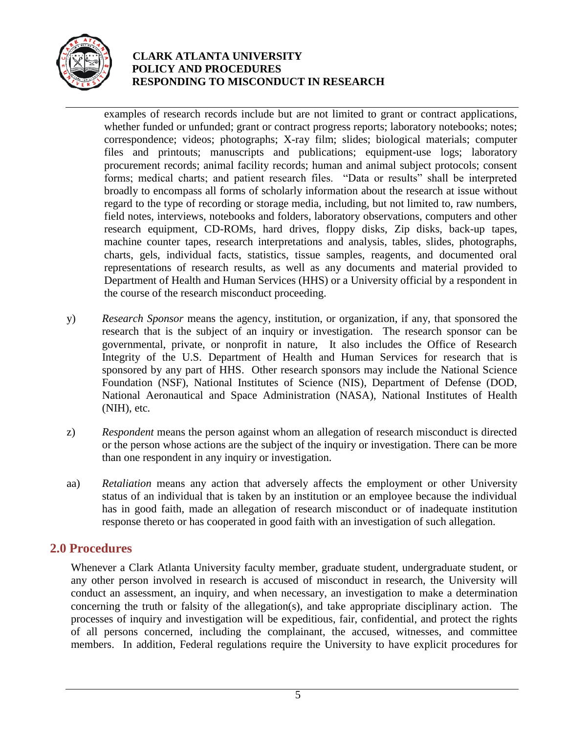examples of research records include but are not limited to grant or contract applications, whether funded or unfunded; grant or contract progress reports; laboratory notebooks; notes; correspondence; videos; photographs; X-ray film; slides; biological materials; computer files and printouts; manuscripts and publications; equipment-use logs; laboratory procurement records; animal facility records; human and animal subject protocols; consent forms; medical charts; and patient research files. "Data or results" shall be interpreted broadly to encompass all forms of scholarly information about the research at issue without regard to the type of recording or storage media, including, but not limited to, raw numbers, field notes, interviews, notebooks and folders, laboratory observations, computers and other research equipment, CD-ROMs, hard drives, floppy disks, Zip disks, back-up tapes, machine counter tapes, research interpretations and analysis, tables, slides, photographs, charts, gels, individual facts, statistics, tissue samples, reagents, and documented oral representations of research results, as well as any documents and material provided to Department of Health and Human Services (HHS) or a University official by a respondent in the course of the research misconduct proceeding.

y) *Research Sponsor* means the agency, institution, or organization, if any, that sponsored the research that is the subject of an inquiry or investigation. The research sponsor can be governmental, private, or nonprofit in nature, It also includes the Office of Research Integrity of the U.S. Department of Health and Human Services for research that is sponsored by any part of HHS. Other research sponsors may include the National Science Foundation (NSF), National Institutes of Science (NIS), Department of Defense (DOD, National Aeronautical and Space Administration (NASA), National Institutes of Health (NIH), etc.

z) *Respondent* means the person against whom an allegation of research misconduct is directed or the person whose actions are the subject of the inquiry or investigation. There can be more than one respondent in any inquiry or investigation.

aa) *Retaliation* means any action that adversely affects the employment or other University status of an individual that is taken by an institution or an employee because the individual has in good faith, made an allegation of research misconduct or of inadequate institution response thereto or has cooperated in good faith with an investigation of such allegation.

## 2.0 Procedures

Whenever a Clark Atlanta University faculty member, graduate student, undergraduate student, or any other person involved in research is accused of misconduct in research, the University will conduct an assessment, an inquiry, and when necessary, an investigation to make a determination concerning the truth or falsity of the allegation(s), and take appropriate disciplinary action. The processes of inquiry and investigation will be expeditious, fair, confidential, and protect the rights of all persons concerned, including the complainant, the accused, witnesses, and committee members. In addition, Federal regulations require the University to have explicit procedures for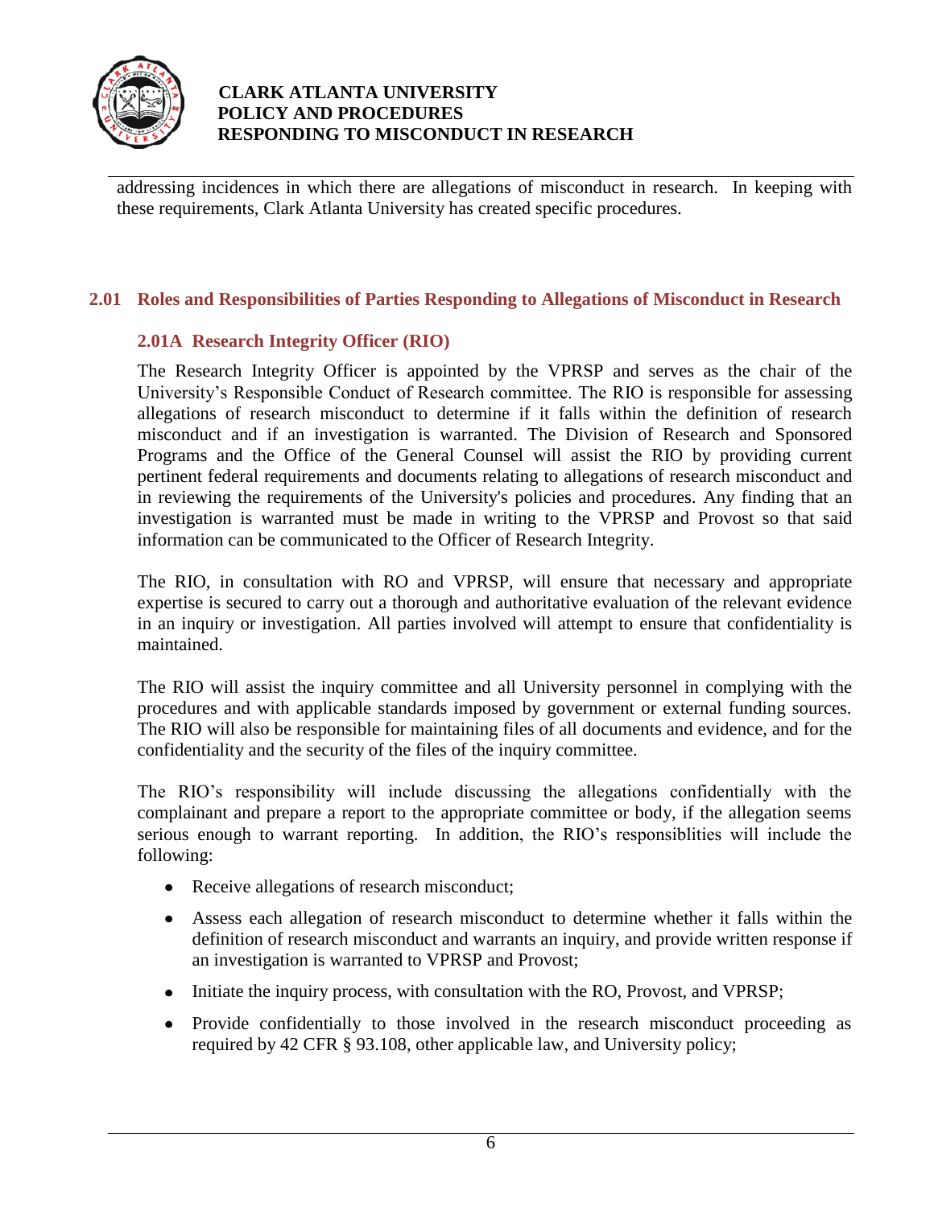addressing incidences in which there are allegations of misconduct in research. In keeping with these requirements, Clark Atlanta University has created specific procedures.

## 2.01 Roles and Responsibilities of Parties Responding to Allegations of Misconduct in Research

### 2.01A Research Integrity Officer (RIO)

The Research Integrity Officer is appointed by the VPRSP and serves as the chair of the University's Responsible Conduct of Research committee. The RIO is responsible for assessing allegations of research misconduct to determine if it falls within the definition of research misconduct and if an investigation is warranted. The Division of Research and Sponsored Programs and the Office of the General Counsel will assist the RIO by providing current pertinent federal requirements and documents relating to allegations of research misconduct and in reviewing the requirements of the University's policies and procedures. Any finding that an investigation is warranted must be made in writing to the VPRSP and Provost so that said information can be communicated to the Officer of Research Integrity.

The RIO, in consultation with RO and VPRSP, will ensure that necessary and appropriate expertise is secured to carry out a thorough and authoritative evaluation of the relevant evidence in an inquiry or investigation. All parties involved will attempt to ensure that confidentiality is maintained.

The RIO will assist the inquiry committee and all University personnel in complying with the procedures and with applicable standards imposed by government or external funding sources. The RIO will also be responsible for maintaining files of all documents and evidence, and for the confidentiality and the security of the files of the inquiry committee.

The RIO's responsibility will include discussing the allegations confidentially with the complainant and prepare a report to the appropriate committee or body, if the allegation seems serious enough to warrant reporting. In addition, the RIO's responsiblities will include the following:

- Receive allegations of research misconduct;
- Assess each allegation of research misconduct to determine whether it falls within the definition of research misconduct and warrants an inquiry, and provide written response if an investigation is warranted to VPRSP and Provost;
- Initiate the inquiry process, with consultation with the RO, Provost, and VPRSP;
- Provide confidentially to those involved in the research misconduct proceeding as required by 42 CFR § 93.108, other applicable law, and University policy;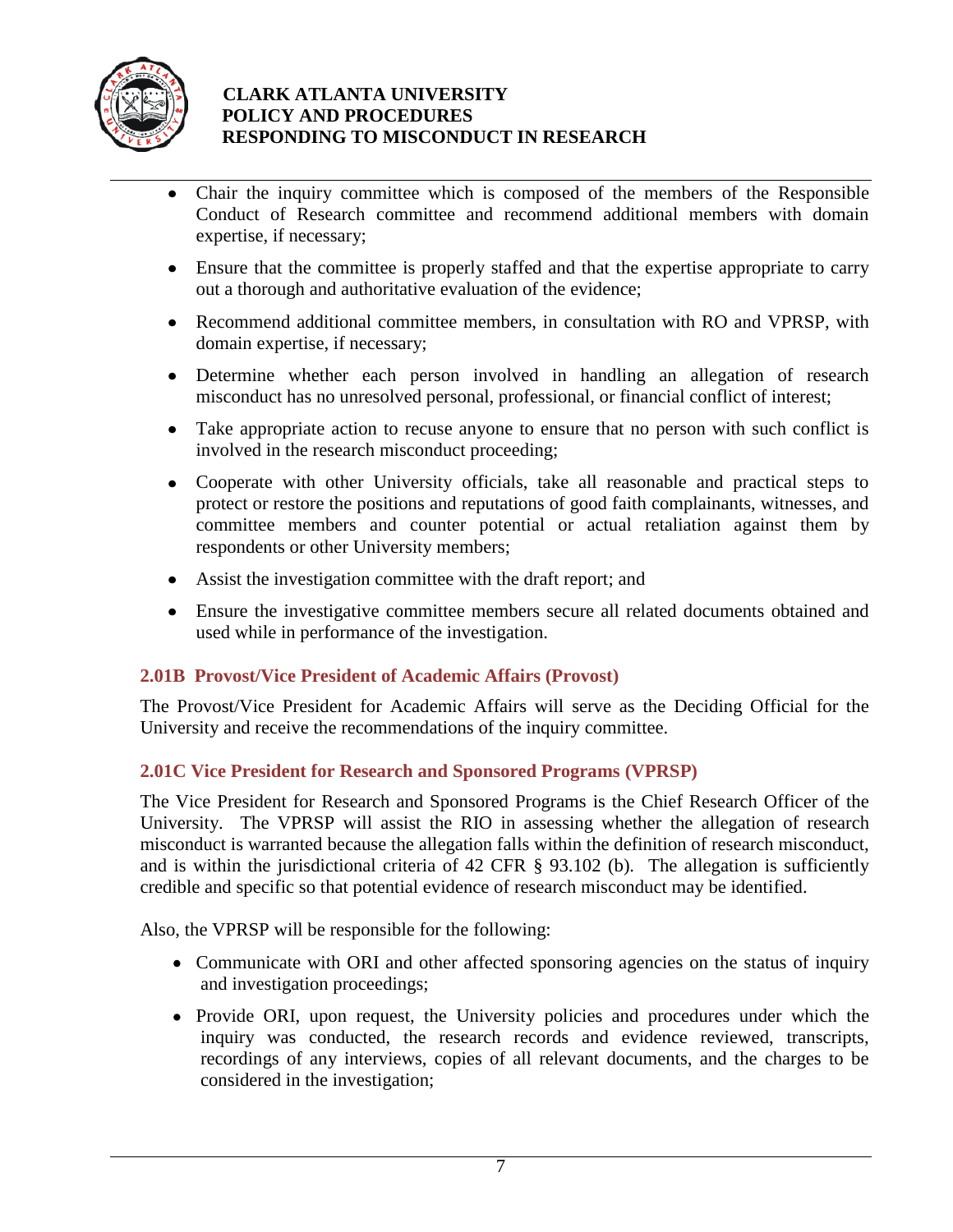- Chair the inquiry committee which is composed of the members of the Responsible Conduct of Research committee and recommend additional members with domain expertise, if necessary;
- Ensure that the committee is properly staffed and that the expertise appropriate to carry out a thorough and authoritative evaluation of the evidence;
- Recommend additional committee members, in consultation with RO and VPRSP, with domain expertise, if necessary;
- Determine whether each person involved in handling an allegation of research misconduct has no unresolved personal, professional, or financial conflict of interest;
- Take appropriate action to recuse anyone to ensure that no person with such conflict is involved in the research misconduct proceeding;
- Cooperate with other University officials, take all reasonable and practical steps to protect or restore the positions and reputations of good faith complainants, witnesses, and committee members and counter potential or actual retaliation against them by respondents or other University members;
- Assist the investigation committee with the draft report; and
- Ensure the investigative committee members secure all related documents obtained and used while in performance of the investigation.

### 2.01B Provost/Vice President of Academic Affairs (Provost)

The Provost/Vice President for Academic Affairs will serve as the Deciding Official for the University and receive the recommendations of the inquiry committee.

### 2.01C Vice President for Research and Sponsored Programs (VPRSP)

The Vice President for Research and Sponsored Programs is the Chief Research Officer of the University. The VPRSP will assist the RIO in assessing whether the allegation of research misconduct is warranted because the allegation falls within the definition of research misconduct, and is within the jurisdictional criteria of 42 CFR § 93.102 (b). The allegation is sufficiently credible and specific so that potential evidence of research misconduct may be identified.

Also, the VPRSP will be responsible for the following:

- Communicate with ORI and other affected sponsoring agencies on the status of inquiry and investigation proceedings;
- Provide ORI, upon request, the University policies and procedures under which the inquiry was conducted, the research records and evidence reviewed, transcripts, recordings of any interviews, copies of all relevant documents, and the charges to be considered in the investigation;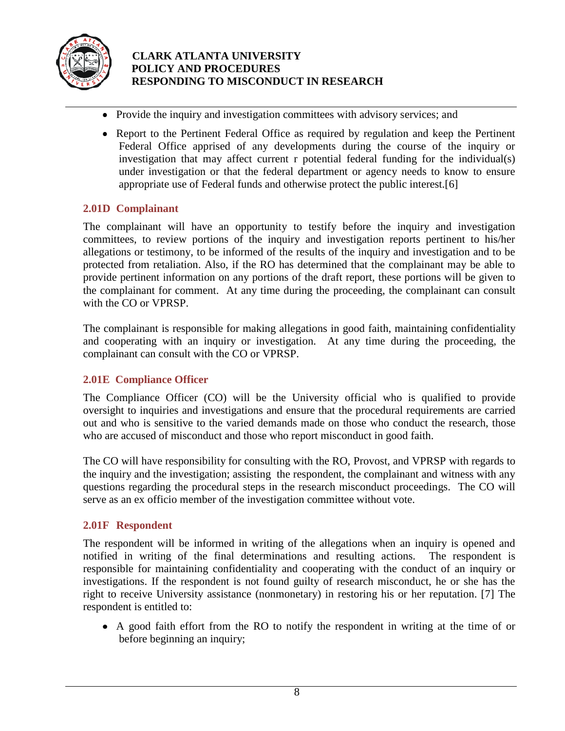- Provide the inquiry and investigation committees with advisory services; and
- Report to the Pertinent Federal Office as required by regulation and keep the Pertinent Federal Office apprised of any developments during the course of the inquiry or investigation that may affect current r potential federal funding for the individual(s) under investigation or that the federal department or agency needs to know to ensure appropriate use of Federal funds and otherwise protect the public interest.[6]

### 2.01D Complainant

The complainant will have an opportunity to testify before the inquiry and investigation committees, to review portions of the inquiry and investigation reports pertinent to his/her allegations or testimony, to be informed of the results of the inquiry and investigation and to be protected from retaliation. Also, if the RO has determined that the complainant may be able to provide pertinent information on any portions of the draft report, these portions will be given to the complainant for comment. At any time during the proceeding, the complainant can consult with the CO or VPRSP.

The complainant is responsible for making allegations in good faith, maintaining confidentiality and cooperating with an inquiry or investigation. At any time during the proceeding, the complainant can consult with the CO or VPRSP.

### 2.01E Compliance Officer

The Compliance Officer (CO) will be the University official who is qualified to provide oversight to inquiries and investigations and ensure that the procedural requirements are carried out and who is sensitive to the varied demands made on those who conduct the research, those who are accused of misconduct and those who report misconduct in good faith.

The CO will have responsibility for consulting with the RO, Provost, and VPRSP with regards to the inquiry and the investigation; assisting the respondent, the complainant and witness with any questions regarding the procedural steps in the research misconduct proceedings. The CO will serve as an ex officio member of the investigation committee without vote.

### 2.01F Respondent

The respondent will be informed in writing of the allegations when an inquiry is opened and notified in writing of the final determinations and resulting actions. The respondent is responsible for maintaining confidentiality and cooperating with the conduct of an inquiry or investigations. If the respondent is not found guilty of research misconduct, he or she has the right to receive University assistance (nonmonetary) in restoring his or her reputation. [7] The respondent is entitled to:

- A good faith effort from the RO to notify the respondent in writing at the time of or before beginning an inquiry;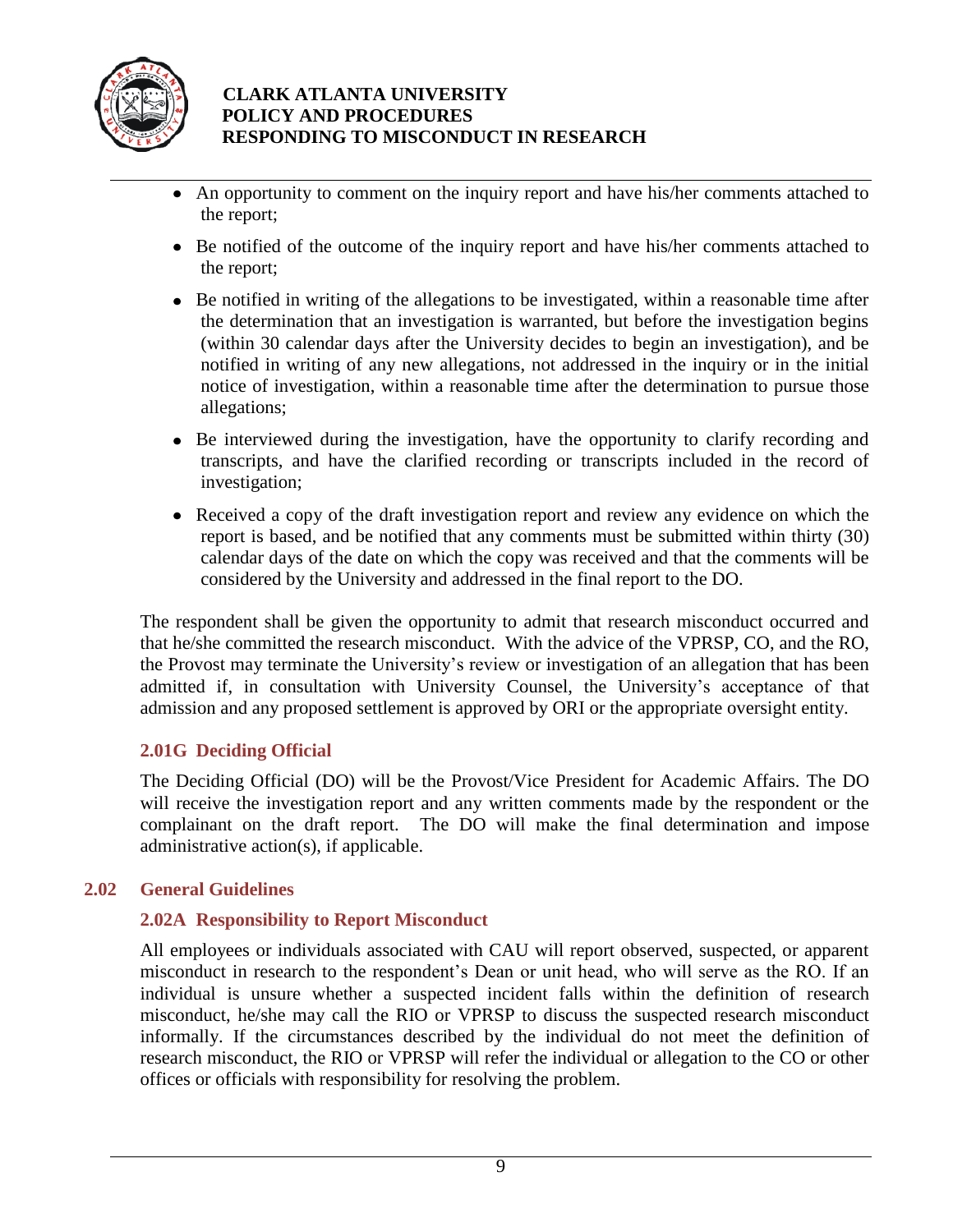- An opportunity to comment on the inquiry report and have his/her comments attached to the report;
- Be notified of the outcome of the inquiry report and have his/her comments attached to the report;
- Be notified in writing of the allegations to be investigated, within a reasonable time after the determination that an investigation is warranted, but before the investigation begins (within 30 calendar days after the University decides to begin an investigation), and be notified in writing of any new allegations, not addressed in the inquiry or in the initial notice of investigation, within a reasonable time after the determination to pursue those allegations;
- Be interviewed during the investigation, have the opportunity to clarify recording and transcripts, and have the clarified recording or transcripts included in the record of investigation;
- Received a copy of the draft investigation report and review any evidence on which the report is based, and be notified that any comments must be submitted within thirty (30) calendar days of the date on which the copy was received and that the comments will be considered by the University and addressed in the final report to the DO.

The respondent shall be given the opportunity to admit that research misconduct occurred and that he/she committed the research misconduct. With the advice of the VPRSP, CO, and the RO, the Provost may terminate the University's review or investigation of an allegation that has been admitted if, in consultation with University Counsel, the University's acceptance of that admission and any proposed settlement is approved by ORI or the appropriate oversight entity.

### 2.01G Deciding Official

The Deciding Official (DO) will be the Provost/Vice President for Academic Affairs. The DO will receive the investigation report and any written comments made by the respondent or the complainant on the draft report. The DO will make the final determination and impose administrative action(s), if applicable.

## 2.02 General Guidelines

### 2.02A Responsibility to Report Misconduct

All employees or individuals associated with CAU will report observed, suspected, or apparent misconduct in research to the respondent's Dean or unit head, who will serve as the RO. If an individual is unsure whether a suspected incident falls within the definition of research misconduct, he/she may call the RIO or VPRSP to discuss the suspected research misconduct informally. If the circumstances described by the individual do not meet the definition of research misconduct, the RIO or VPRSP will refer the individual or allegation to the CO or other offices or officials with responsibility for resolving the problem.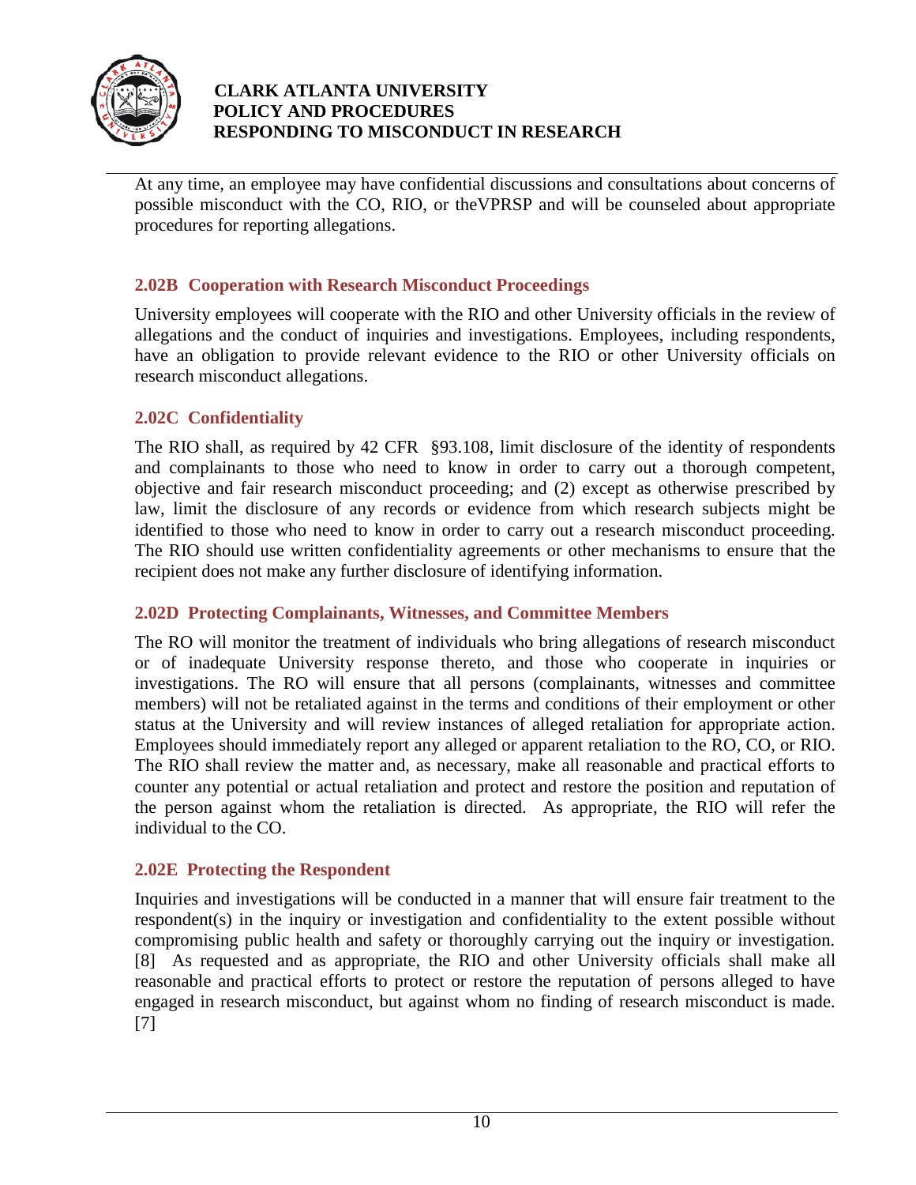At any time, an employee may have confidential discussions and consultations about concerns of possible misconduct with the CO, RIO, or theVPRSP and will be counseled about appropriate procedures for reporting allegations.

### 2.02B Cooperation with Research Misconduct Proceedings

University employees will cooperate with the RIO and other University officials in the review of allegations and the conduct of inquiries and investigations. Employees, including respondents, have an obligation to provide relevant evidence to the RIO or other University officials on research misconduct allegations.

### 2.02C Confidentiality

The RIO shall, as required by 42 CFR §93.108, limit disclosure of the identity of respondents and complainants to those who need to know in order to carry out a thorough competent, objective and fair research misconduct proceeding; and (2) except as otherwise prescribed by law, limit the disclosure of any records or evidence from which research subjects might be identified to those who need to know in order to carry out a research misconduct proceeding. The RIO should use written confidentiality agreements or other mechanisms to ensure that the recipient does not make any further disclosure of identifying information.

### 2.02D Protecting Complainants, Witnesses, and Committee Members

The RO will monitor the treatment of individuals who bring allegations of research misconduct or of inadequate University response thereto, and those who cooperate in inquiries or investigations. The RO will ensure that all persons (complainants, witnesses and committee members) will not be retaliated against in the terms and conditions of their employment or other status at the University and will review instances of alleged retaliation for appropriate action. Employees should immediately report any alleged or apparent retaliation to the RO, CO, or RIO. The RIO shall review the matter and, as necessary, make all reasonable and practical efforts to counter any potential or actual retaliation and protect and restore the position and reputation of the person against whom the retaliation is directed. As appropriate, the RIO will refer the individual to the CO.

### 2.02E Protecting the Respondent

Inquiries and investigations will be conducted in a manner that will ensure fair treatment to the respondent(s) in the inquiry or investigation and confidentiality to the extent possible without compromising public health and safety or thoroughly carrying out the inquiry or investigation. [8] As requested and as appropriate, the RIO and other University officials shall make all reasonable and practical efforts to protect or restore the reputation of persons alleged to have engaged in research misconduct, but against whom no finding of research misconduct is made. [7]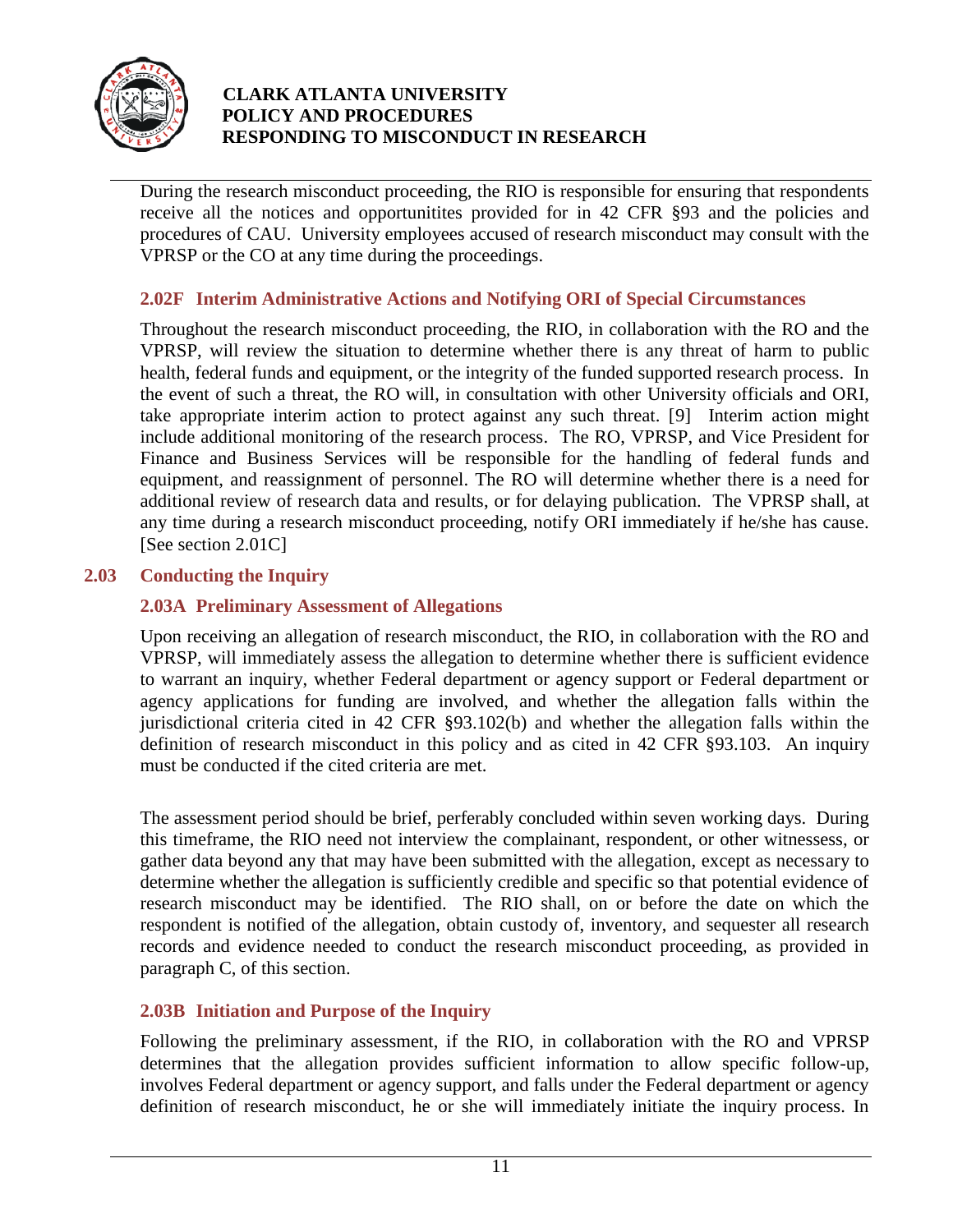During the research misconduct proceeding, the RIO is responsible for ensuring that respondents receive all the notices and opportunitites provided for in 42 CFR §93 and the policies and procedures of CAU. University employees accused of research misconduct may consult with the VPRSP or the CO at any time during the proceedings.

### 2.02F Interim Administrative Actions and Notifying ORI of Special Circumstances

Throughout the research misconduct proceeding, the RIO, in collaboration with the RO and the VPRSP, will review the situation to determine whether there is any threat of harm to public health, federal funds and equipment, or the integrity of the funded supported research process. In the event of such a threat, the RO will, in consultation with other University officials and ORI, take appropriate interim action to protect against any such threat. [9] Interim action might include additional monitoring of the research process. The RO, VPRSP, and Vice President for Finance and Business Services will be responsible for the handling of federal funds and equipment, and reassignment of personnel. The RO will determine whether there is a need for additional review of research data and results, or for delaying publication. The VPRSP shall, at any time during a research misconduct proceeding, notify ORI immediately if he/she has cause. [See section 2.01C]

## 2.03 Conducting the Inquiry

### 2.03A Preliminary Assessment of Allegations

Upon receiving an allegation of research misconduct, the RIO, in collaboration with the RO and VPRSP, will immediately assess the allegation to determine whether there is sufficient evidence to warrant an inquiry, whether Federal department or agency support or Federal department or agency applications for funding are involved, and whether the allegation falls within the jurisdictional criteria cited in 42 CFR §93.102(b) and whether the allegation falls within the definition of research misconduct in this policy and as cited in 42 CFR §93.103. An inquiry must be conducted if the cited criteria are met.

The assessment period should be brief, perferably concluded within seven working days. During this timeframe, the RIO need not interview the complainant, respondent, or other witnessess, or gather data beyond any that may have been submitted with the allegation, except as necessary to determine whether the allegation is sufficiently credible and specific so that potential evidence of research misconduct may be identified. The RIO shall, on or before the date on which the respondent is notified of the allegation, obtain custody of, inventory, and sequester all research records and evidence needed to conduct the research misconduct proceeding, as provided in paragraph C, of this section.

### 2.03B Initiation and Purpose of the Inquiry

Following the preliminary assessment, if the RIO, in collaboration with the RO and VPRSP determines that the allegation provides sufficient information to allow specific follow-up, involves Federal department or agency support, and falls under the Federal department or agency definition of research misconduct, he or she will immediately initiate the inquiry process. In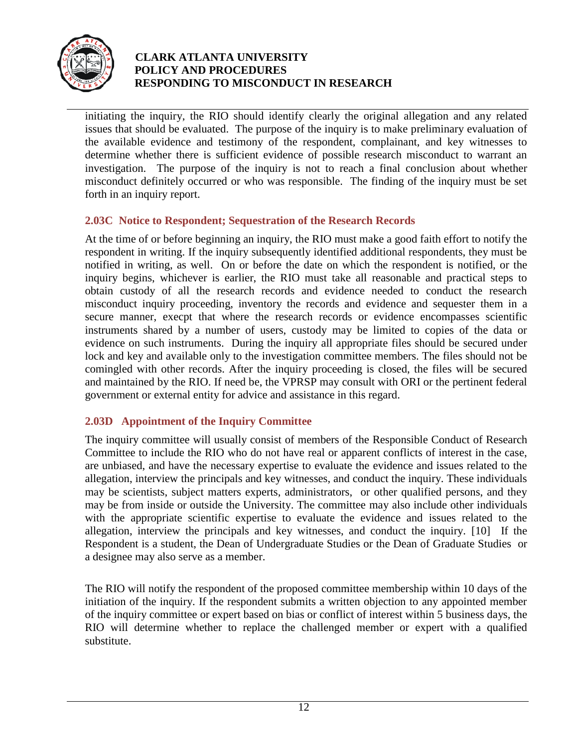initiating the inquiry, the RIO should identify clearly the original allegation and any related issues that should be evaluated. The purpose of the inquiry is to make preliminary evaluation of the available evidence and testimony of the respondent, complainant, and key witnesses to determine whether there is sufficient evidence of possible research misconduct to warrant an investigation. The purpose of the inquiry is not to reach a final conclusion about whether misconduct definitely occurred or who was responsible. The finding of the inquiry must be set forth in an inquiry report.

### 2.03C Notice to Respondent; Sequestration of the Research Records

At the time of or before beginning an inquiry, the RIO must make a good faith effort to notify the respondent in writing. If the inquiry subsequently identified additional respondents, they must be notified in writing, as well. On or before the date on which the respondent is notified, or the inquiry begins, whichever is earlier, the RIO must take all reasonable and practical steps to obtain custody of all the research records and evidence needed to conduct the research misconduct inquiry proceeding, inventory the records and evidence and sequester them in a secure manner, execpt that where the research records or evidence encompasses scientific instruments shared by a number of users, custody may be limited to copies of the data or evidence on such instruments. During the inquiry all appropriate files should be secured under lock and key and available only to the investigation committee members. The files should not be comingled with other records. After the inquiry proceeding is closed, the files will be secured and maintained by the RIO. If need be, the VPRSP may consult with ORI or the pertinent federal government or external entity for advice and assistance in this regard.

### 2.03D Appointment of the Inquiry Committee

The inquiry committee will usually consist of members of the Responsible Conduct of Research Committee to include the RIO who do not have real or apparent conflicts of interest in the case, are unbiased, and have the necessary expertise to evaluate the evidence and issues related to the allegation, interview the principals and key witnesses, and conduct the inquiry. These individuals may be scientists, subject matters experts, administrators, or other qualified persons, and they may be from inside or outside the University. The committee may also include other individuals with the appropriate scientific expertise to evaluate the evidence and issues related to the allegation, interview the principals and key witnesses, and conduct the inquiry. [10] If the Respondent is a student, the Dean of Undergraduate Studies or the Dean of Graduate Studies or a designee may also serve as a member.

The RIO will notify the respondent of the proposed committee membership within 10 days of the initiation of the inquiry. If the respondent submits a written objection to any appointed member of the inquiry committee or expert based on bias or conflict of interest within 5 business days, the RIO will determine whether to replace the challenged member or expert with a qualified substitute.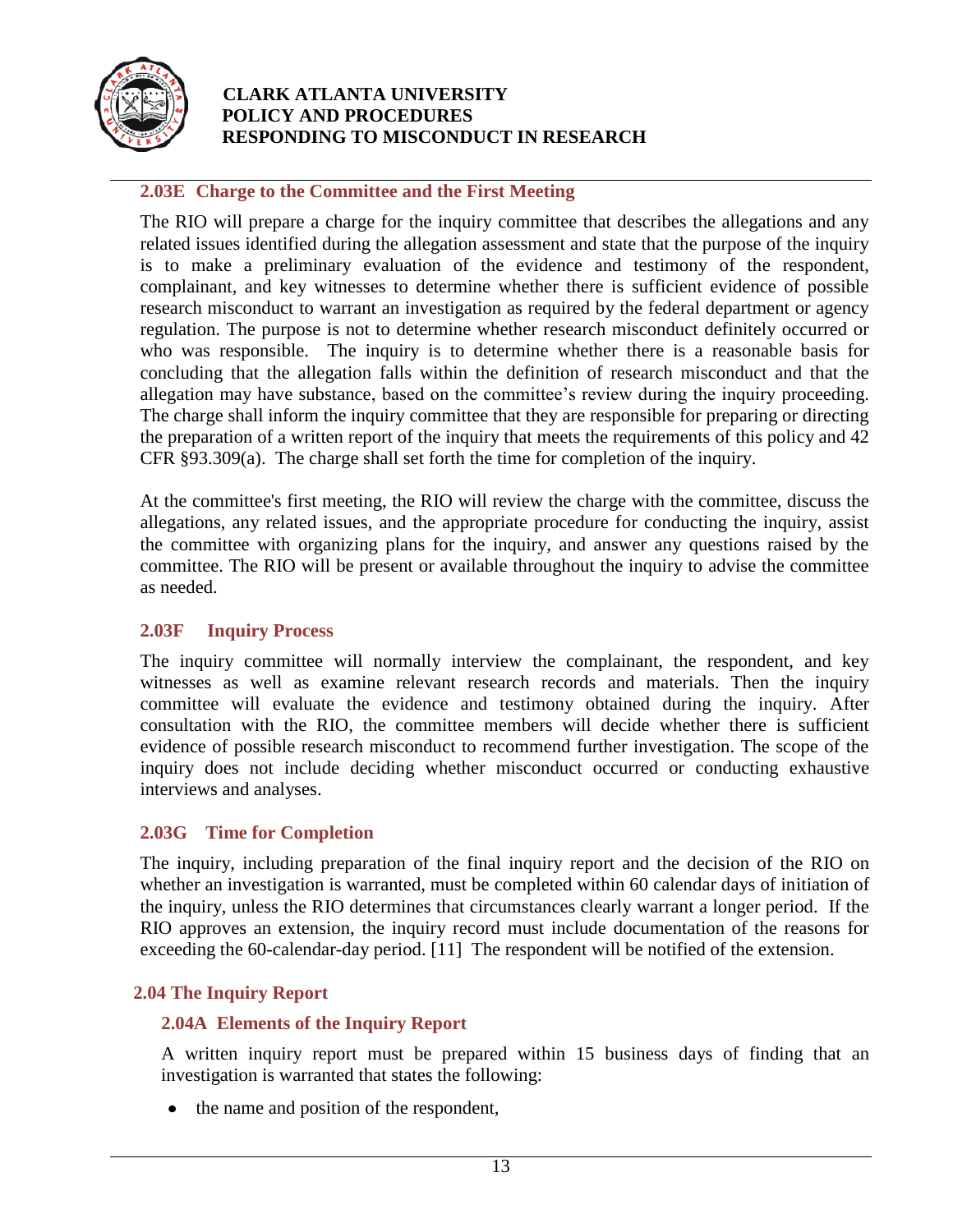### 2.03E Charge to the Committee and the First Meeting

The RIO will prepare a charge for the inquiry committee that describes the allegations and any related issues identified during the allegation assessment and state that the purpose of the inquiry is to make a preliminary evaluation of the evidence and testimony of the respondent, complainant, and key witnesses to determine whether there is sufficient evidence of possible research misconduct to warrant an investigation as required by the federal department or agency regulation. The purpose is not to determine whether research misconduct definitely occurred or who was responsible. The inquiry is to determine whether there is a reasonable basis for concluding that the allegation falls within the definition of research misconduct and that the allegation may have substance, based on the committee's review during the inquiry proceeding. The charge shall inform the inquiry committee that they are responsible for preparing or directing the preparation of a written report of the inquiry that meets the requirements of this policy and 42 CFR §93.309(a). The charge shall set forth the time for completion of the inquiry.

At the committee's first meeting, the RIO will review the charge with the committee, discuss the allegations, any related issues, and the appropriate procedure for conducting the inquiry, assist the committee with organizing plans for the inquiry, and answer any questions raised by the committee. The RIO will be present or available throughout the inquiry to advise the committee as needed.

### 2.03F Inquiry Process

The inquiry committee will normally interview the complainant, the respondent, and key witnesses as well as examine relevant research records and materials. Then the inquiry committee will evaluate the evidence and testimony obtained during the inquiry. After consultation with the RIO, the committee members will decide whether there is sufficient evidence of possible research misconduct to recommend further investigation. The scope of the inquiry does not include deciding whether misconduct occurred or conducting exhaustive interviews and analyses.

### 2.03G Time for Completion

The inquiry, including preparation of the final inquiry report and the decision of the RIO on whether an investigation is warranted, must be completed within 60 calendar days of initiation of the inquiry, unless the RIO determines that circumstances clearly warrant a longer period. If the RIO approves an extension, the inquiry record must include documentation of the reasons for exceeding the 60-calendar-day period. [11] The respondent will be notified of the extension.

## 2.04 The Inquiry Report

### 2.04A Elements of the Inquiry Report

A written inquiry report must be prepared within 15 business days of finding that an investigation is warranted that states the following:

- the name and position of the respondent,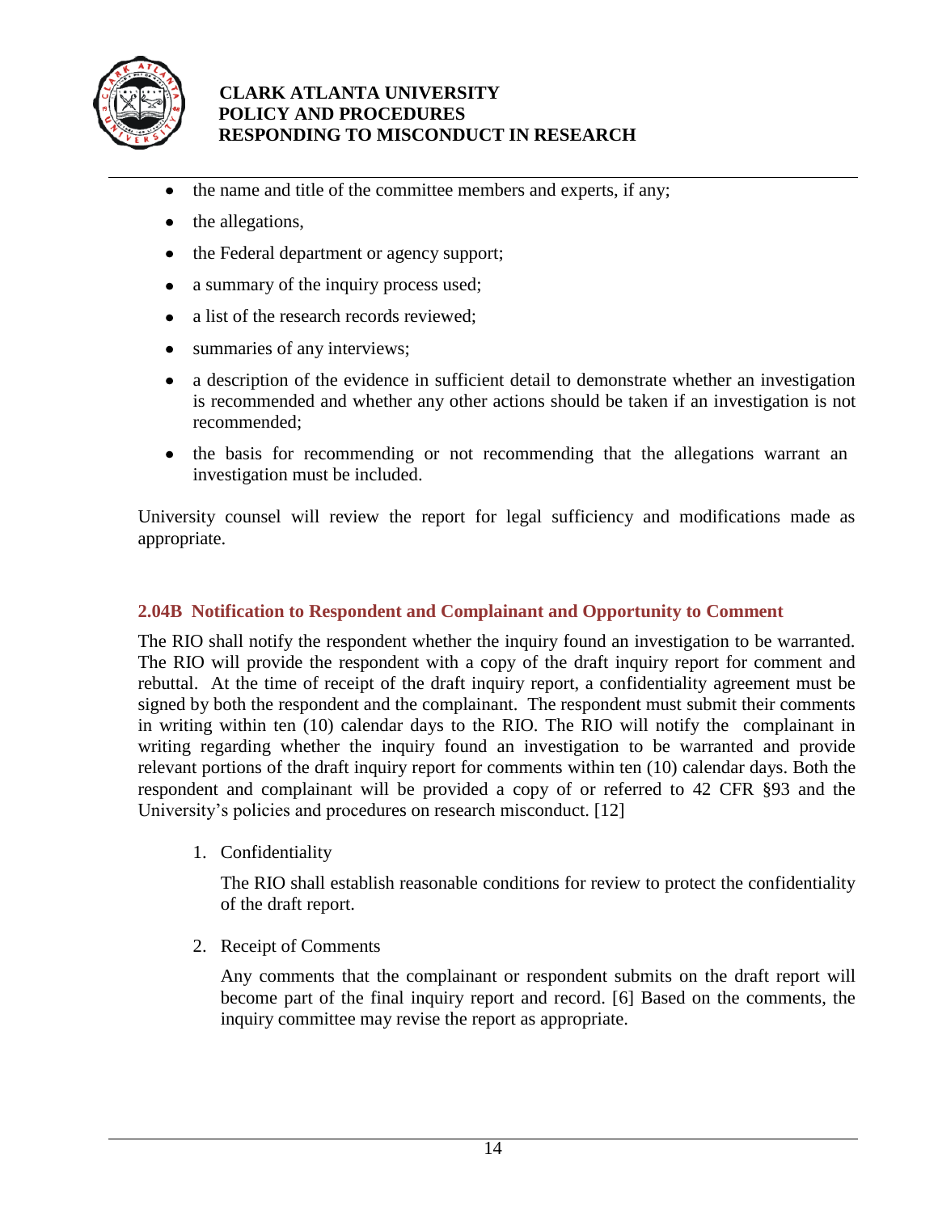- the name and title of the committee members and experts, if any;
- the allegations,
- the Federal department or agency support;
- a summary of the inquiry process used;
- a list of the research records reviewed;
- summaries of any interviews;
- a description of the evidence in sufficient detail to demonstrate whether an investigation is recommended and whether any other actions should be taken if an investigation is not recommended;
- the basis for recommending or not recommending that the allegations warrant an investigation must be included.

University counsel will review the report for legal sufficiency and modifications made as appropriate.

### 2.04B Notification to Respondent and Complainant and Opportunity to Comment

The RIO shall notify the respondent whether the inquiry found an investigation to be warranted. The RIO will provide the respondent with a copy of the draft inquiry report for comment and rebuttal. At the time of receipt of the draft inquiry report, a confidentiality agreement must be signed by both the respondent and the complainant. The respondent must submit their comments in writing within ten (10) calendar days to the RIO. The RIO will notify the complainant in writing regarding whether the inquiry found an investigation to be warranted and provide relevant portions of the draft inquiry report for comments within ten (10) calendar days. Both the respondent and complainant will be provided a copy of or referred to 42 CFR §93 and the University's policies and procedures on research misconduct. [12]

1. Confidentiality

   The RIO shall establish reasonable conditions for review to protect the confidentiality of the draft report.

2. Receipt of Comments

   Any comments that the complainant or respondent submits on the draft report will become part of the final inquiry report and record. [6] Based on the comments, the inquiry committee may revise the report as appropriate.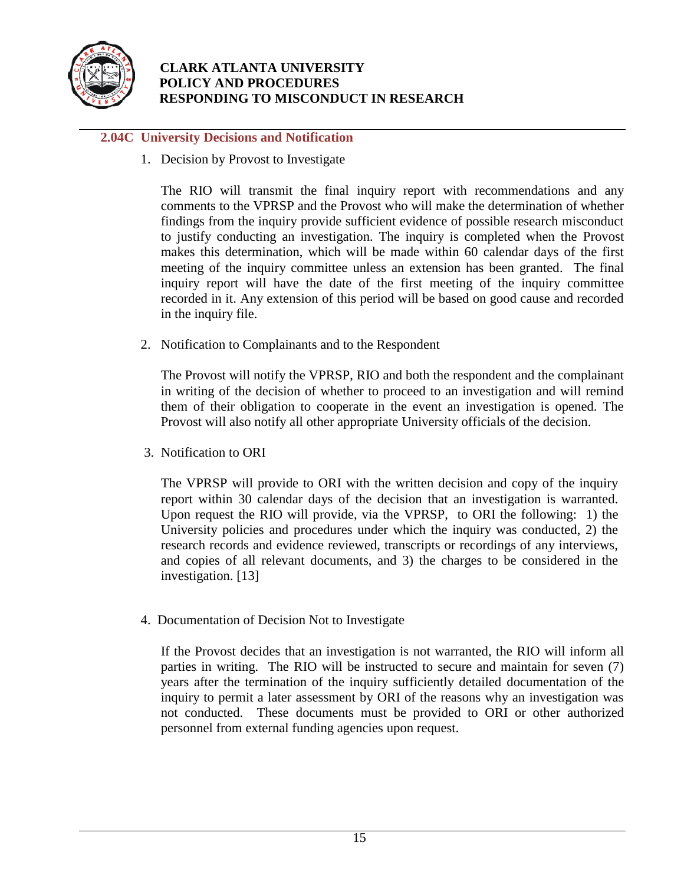### 2.04C University Decisions and Notification

1. Decision by Provost to Investigate

   The RIO will transmit the final inquiry report with recommendations and any comments to the VPRSP and the Provost who will make the determination of whether findings from the inquiry provide sufficient evidence of possible research misconduct to justify conducting an investigation. The inquiry is completed when the Provost makes this determination, which will be made within 60 calendar days of the first meeting of the inquiry committee unless an extension has been granted. The final inquiry report will have the date of the first meeting of the inquiry committee recorded in it. Any extension of this period will be based on good cause and recorded in the inquiry file.

2. Notification to Complainants and to the Respondent

   The Provost will notify the VPRSP, RIO and both the respondent and the complainant in writing of the decision of whether to proceed to an investigation and will remind them of their obligation to cooperate in the event an investigation is opened. The Provost will also notify all other appropriate University officials of the decision.

3. Notification to ORI

   The VPRSP will provide to ORI with the written decision and copy of the inquiry report within 30 calendar days of the decision that an investigation is warranted. Upon request the RIO will provide, via the VPRSP, to ORI the following: 1) the University policies and procedures under which the inquiry was conducted, 2) the research records and evidence reviewed, transcripts or recordings of any interviews, and copies of all relevant documents, and 3) the charges to be considered in the investigation. [13]

4. Documentation of Decision Not to Investigate

   If the Provost decides that an investigation is not warranted, the RIO will inform all parties in writing. The RIO will be instructed to secure and maintain for seven (7) years after the termination of the inquiry sufficiently detailed documentation of the inquiry to permit a later assessment by ORI of the reasons why an investigation was not conducted. These documents must be provided to ORI or other authorized personnel from external funding agencies upon request.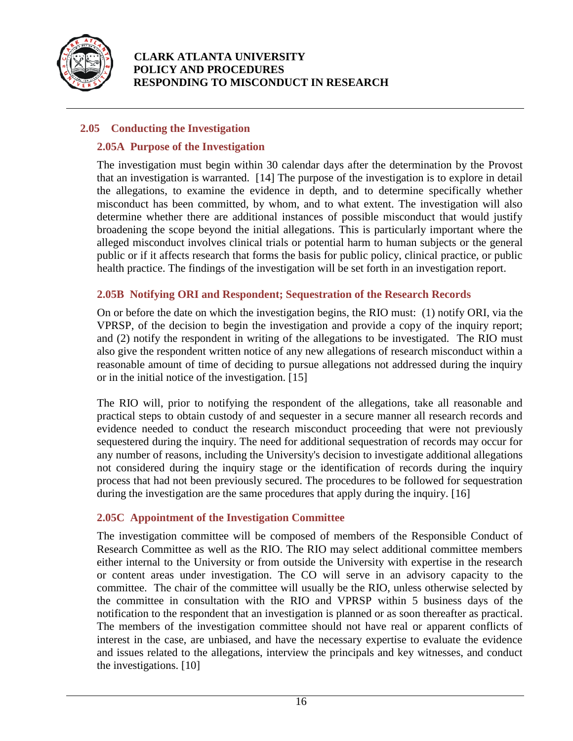## 2.05 Conducting the Investigation

### 2.05A Purpose of the Investigation

The investigation must begin within 30 calendar days after the determination by the Provost that an investigation is warranted. [14] The purpose of the investigation is to explore in detail the allegations, to examine the evidence in depth, and to determine specifically whether misconduct has been committed, by whom, and to what extent. The investigation will also determine whether there are additional instances of possible misconduct that would justify broadening the scope beyond the initial allegations. This is particularly important where the alleged misconduct involves clinical trials or potential harm to human subjects or the general public or if it affects research that forms the basis for public policy, clinical practice, or public health practice. The findings of the investigation will be set forth in an investigation report.

### 2.05B Notifying ORI and Respondent; Sequestration of the Research Records

On or before the date on which the investigation begins, the RIO must: (1) notify ORI, via the VPRSP, of the decision to begin the investigation and provide a copy of the inquiry report; and (2) notify the respondent in writing of the allegations to be investigated. The RIO must also give the respondent written notice of any new allegations of research misconduct within a reasonable amount of time of deciding to pursue allegations not addressed during the inquiry or in the initial notice of the investigation. [15]

The RIO will, prior to notifying the respondent of the allegations, take all reasonable and practical steps to obtain custody of and sequester in a secure manner all research records and evidence needed to conduct the research misconduct proceeding that were not previously sequestered during the inquiry. The need for additional sequestration of records may occur for any number of reasons, including the University's decision to investigate additional allegations not considered during the inquiry stage or the identification of records during the inquiry process that had not been previously secured. The procedures to be followed for sequestration during the investigation are the same procedures that apply during the inquiry. [16]

### 2.05C Appointment of the Investigation Committee

The investigation committee will be composed of members of the Responsible Conduct of Research Committee as well as the RIO. The RIO may select additional committee members either internal to the University or from outside the University with expertise in the research or content areas under investigation. The CO will serve in an advisory capacity to the committee. The chair of the committee will usually be the RIO, unless otherwise selected by the committee in consultation with the RIO and VPRSP within 5 business days of the notification to the respondent that an investigation is planned or as soon thereafter as practical. The members of the investigation committee should not have real or apparent conflicts of interest in the case, are unbiased, and have the necessary expertise to evaluate the evidence and issues related to the allegations, interview the principals and key witnesses, and conduct the investigations. [10]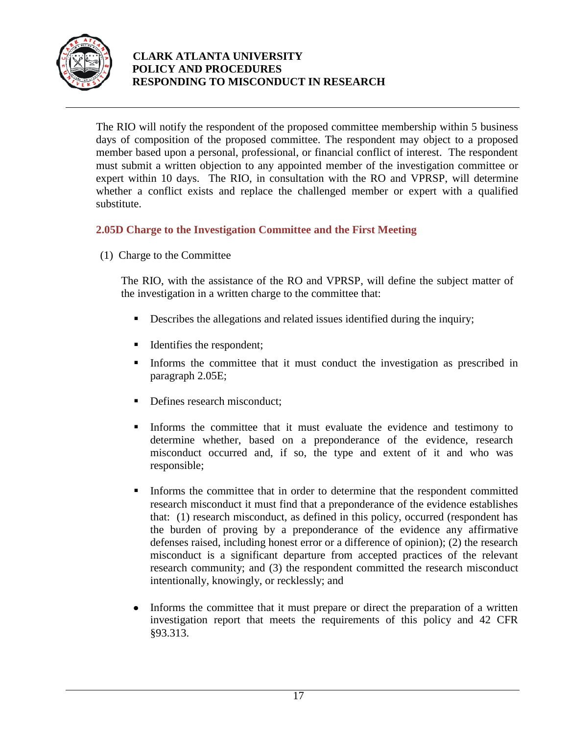The RIO will notify the respondent of the proposed committee membership within 5 business days of composition of the proposed committee. The respondent may object to a proposed member based upon a personal, professional, or financial conflict of interest. The respondent must submit a written objection to any appointed member of the investigation committee or expert within 10 days. The RIO, in consultation with the RO and VPRSP, will determine whether a conflict exists and replace the challenged member or expert with a qualified substitute.

### 2.05D Charge to the Investigation Committee and the First Meeting

(1) Charge to the Committee

The RIO, with the assistance of the RO and VPRSP, will define the subject matter of the investigation in a written charge to the committee that:

- Describes the allegations and related issues identified during the inquiry;
- Identifies the respondent;
- Informs the committee that it must conduct the investigation as prescribed in paragraph 2.05E;
- Defines research misconduct;
- Informs the committee that it must evaluate the evidence and testimony to determine whether, based on a preponderance of the evidence, research misconduct occurred and, if so, the type and extent of it and who was responsible;
- Informs the committee that in order to determine that the respondent committed research misconduct it must find that a preponderance of the evidence establishes that: (1) research misconduct, as defined in this policy, occurred (respondent has the burden of proving by a preponderance of the evidence any affirmative defenses raised, including honest error or a difference of opinion); (2) the research misconduct is a significant departure from accepted practices of the relevant research community; and (3) the respondent committed the research misconduct intentionally, knowingly, or recklessly; and
- Informs the committee that it must prepare or direct the preparation of a written investigation report that meets the requirements of this policy and 42 CFR §93.313.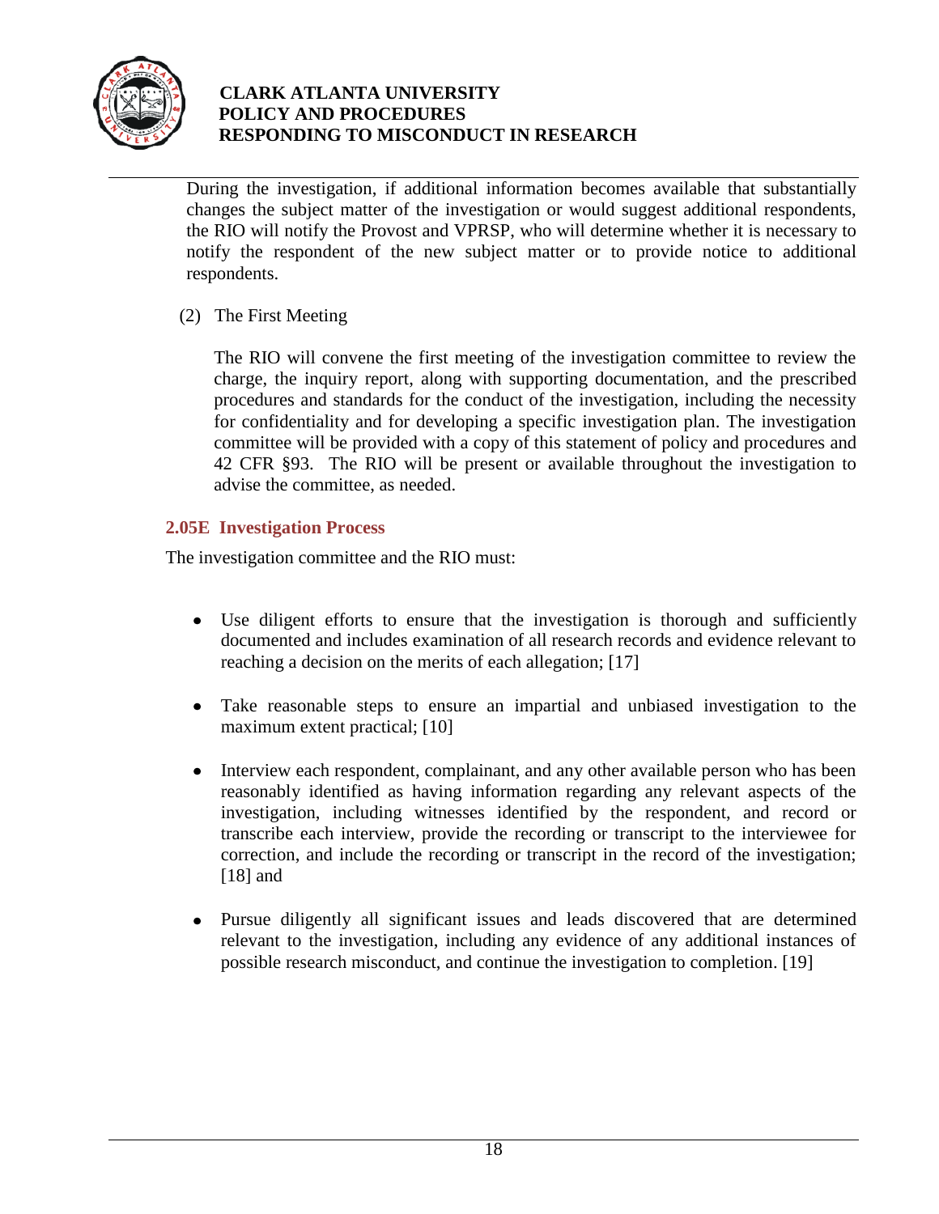During the investigation, if additional information becomes available that substantially changes the subject matter of the investigation or would suggest additional respondents, the RIO will notify the Provost and VPRSP, who will determine whether it is necessary to notify the respondent of the new subject matter or to provide notice to additional respondents.

(2) The First Meeting

The RIO will convene the first meeting of the investigation committee to review the charge, the inquiry report, along with supporting documentation, and the prescribed procedures and standards for the conduct of the investigation, including the necessity for confidentiality and for developing a specific investigation plan. The investigation committee will be provided with a copy of this statement of policy and procedures and 42 CFR §93. The RIO will be present or available throughout the investigation to advise the committee, as needed.

### 2.05E Investigation Process

The investigation committee and the RIO must:

- Use diligent efforts to ensure that the investigation is thorough and sufficiently documented and includes examination of all research records and evidence relevant to reaching a decision on the merits of each allegation; [17]
- Take reasonable steps to ensure an impartial and unbiased investigation to the maximum extent practical; [10]
- Interview each respondent, complainant, and any other available person who has been reasonably identified as having information regarding any relevant aspects of the investigation, including witnesses identified by the respondent, and record or transcribe each interview, provide the recording or transcript to the interviewee for correction, and include the recording or transcript in the record of the investigation; [18] and
- Pursue diligently all significant issues and leads discovered that are determined relevant to the investigation, including any evidence of any additional instances of possible research misconduct, and continue the investigation to completion. [19]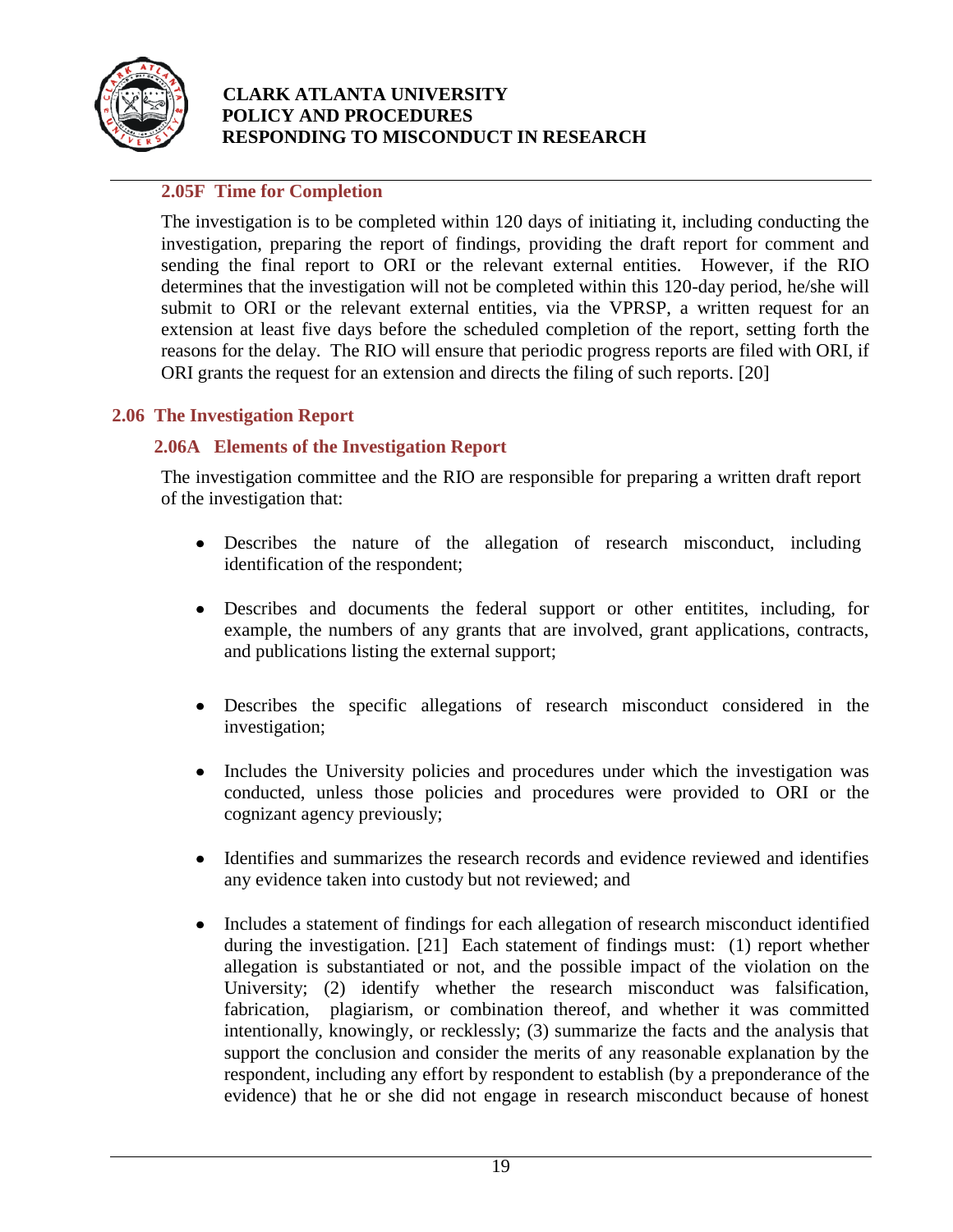### 2.05F Time for Completion

The investigation is to be completed within 120 days of initiating it, including conducting the investigation, preparing the report of findings, providing the draft report for comment and sending the final report to ORI or the relevant external entities. However, if the RIO determines that the investigation will not be completed within this 120-day period, he/she will submit to ORI or the relevant external entities, via the VPRSP, a written request for an extension at least five days before the scheduled completion of the report, setting forth the reasons for the delay. The RIO will ensure that periodic progress reports are filed with ORI, if ORI grants the request for an extension and directs the filing of such reports. [20]

## 2.06 The Investigation Report

### 2.06A Elements of the Investigation Report

The investigation committee and the RIO are responsible for preparing a written draft report of the investigation that:

- Describes the nature of the allegation of research misconduct, including identification of the respondent;
- Describes and documents the federal support or other entitites, including, for example, the numbers of any grants that are involved, grant applications, contracts, and publications listing the external support;
- Describes the specific allegations of research misconduct considered in the investigation;
- Includes the University policies and procedures under which the investigation was conducted, unless those policies and procedures were provided to ORI or the cognizant agency previously;
- Identifies and summarizes the research records and evidence reviewed and identifies any evidence taken into custody but not reviewed; and
- Includes a statement of findings for each allegation of research misconduct identified during the investigation. [21] Each statement of findings must: (1) report whether allegation is substantiated or not, and the possible impact of the violation on the University; (2) identify whether the research misconduct was falsification, fabrication, plagiarism, or combination thereof, and whether it was committed intentionally, knowingly, or recklessly; (3) summarize the facts and the analysis that support the conclusion and consider the merits of any reasonable explanation by the respondent, including any effort by respondent to establish (by a preponderance of the evidence) that he or she did not engage in research misconduct because of honest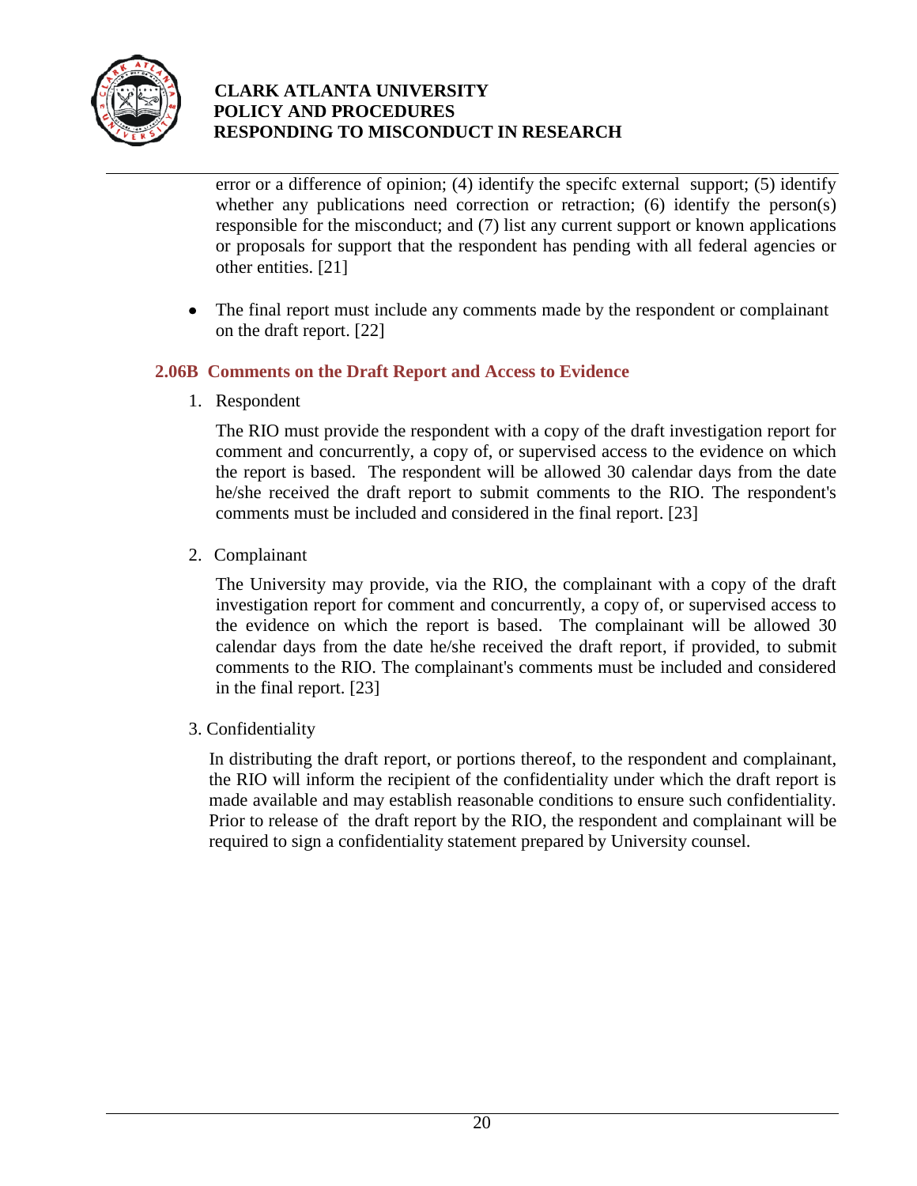error or a difference of opinion; (4) identify the specifc external support; (5) identify whether any publications need correction or retraction; (6) identify the person(s) responsible for the misconduct; and (7) list any current support or known applications or proposals for support that the respondent has pending with all federal agencies or other entities. [21]

- The final report must include any comments made by the respondent or complainant on the draft report. [22]

### 2.06B Comments on the Draft Report and Access to Evidence

1. Respondent

   The RIO must provide the respondent with a copy of the draft investigation report for comment and concurrently, a copy of, or supervised access to the evidence on which the report is based. The respondent will be allowed 30 calendar days from the date he/she received the draft report to submit comments to the RIO. The respondent's comments must be included and considered in the final report. [23]

2. Complainant

   The University may provide, via the RIO, the complainant with a copy of the draft investigation report for comment and concurrently, a copy of, or supervised access to the evidence on which the report is based. The complainant will be allowed 30 calendar days from the date he/she received the draft report, if provided, to submit comments to the RIO. The complainant's comments must be included and considered in the final report. [23]

3. Confidentiality

   In distributing the draft report, or portions thereof, to the respondent and complainant, the RIO will inform the recipient of the confidentiality under which the draft report is made available and may establish reasonable conditions to ensure such confidentiality. Prior to release of the draft report by the RIO, the respondent and complainant will be required to sign a confidentiality statement prepared by University counsel.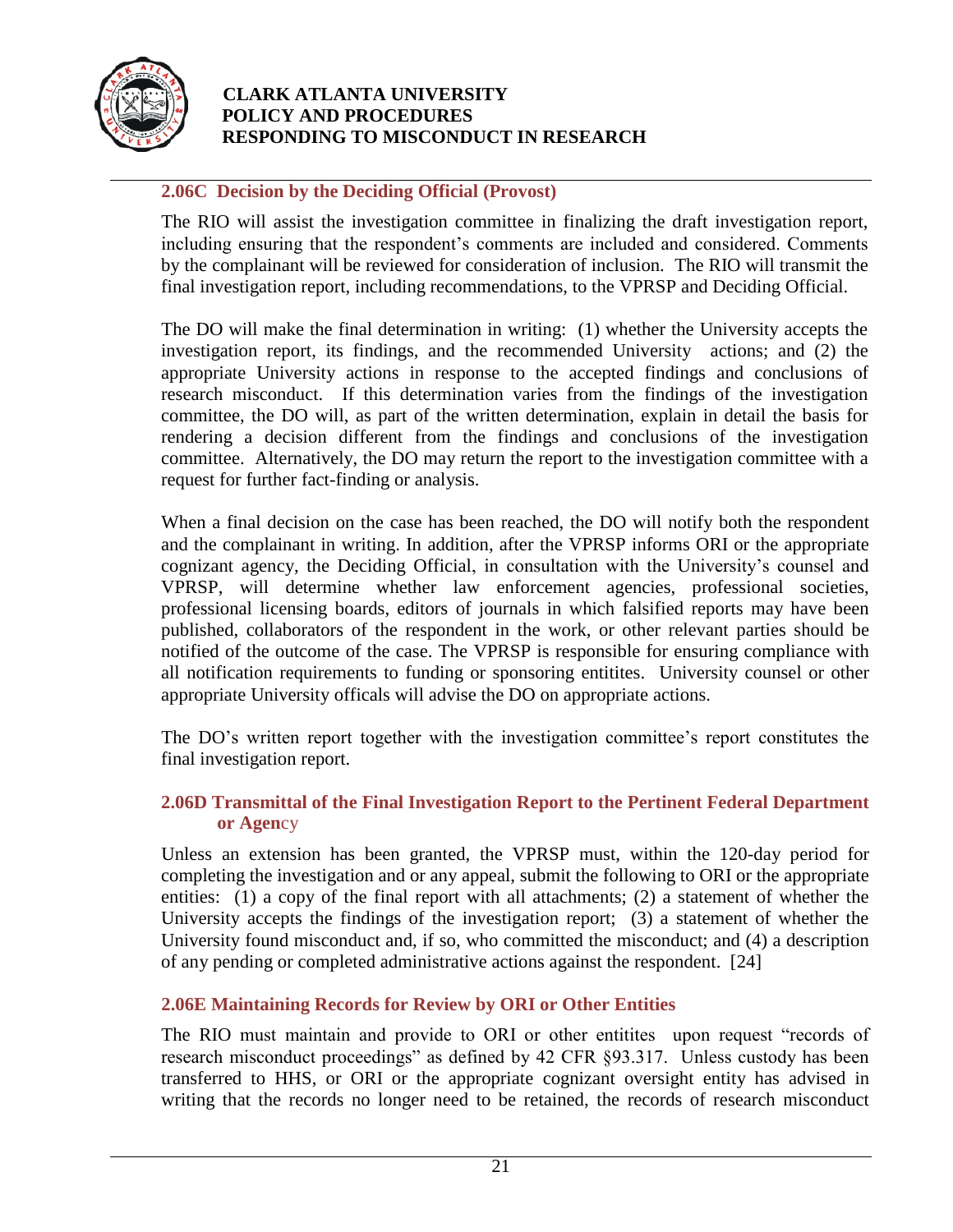### 2.06C Decision by the Deciding Official (Provost)

The RIO will assist the investigation committee in finalizing the draft investigation report, including ensuring that the respondent's comments are included and considered. Comments by the complainant will be reviewed for consideration of inclusion. The RIO will transmit the final investigation report, including recommendations, to the VPRSP and Deciding Official.

The DO will make the final determination in writing: (1) whether the University accepts the investigation report, its findings, and the recommended University actions; and (2) the appropriate University actions in response to the accepted findings and conclusions of research misconduct. If this determination varies from the findings of the investigation committee, the DO will, as part of the written determination, explain in detail the basis for rendering a decision different from the findings and conclusions of the investigation committee. Alternatively, the DO may return the report to the investigation committee with a request for further fact-finding or analysis.

When a final decision on the case has been reached, the DO will notify both the respondent and the complainant in writing. In addition, after the VPRSP informs ORI or the appropriate cognizant agency, the Deciding Official, in consultation with the University's counsel and VPRSP, will determine whether law enforcement agencies, professional societies, professional licensing boards, editors of journals in which falsified reports may have been published, collaborators of the respondent in the work, or other relevant parties should be notified of the outcome of the case. The VPRSP is responsible for ensuring compliance with all notification requirements to funding or sponsoring entitites. University counsel or other appropriate University officals will advise the DO on appropriate actions.

The DO's written report together with the investigation committee's report constitutes the final investigation report.

### 2.06D Transmittal of the Final Investigation Report to the Pertinent Federal Department or Agency

Unless an extension has been granted, the VPRSP must, within the 120-day period for completing the investigation and or any appeal, submit the following to ORI or the appropriate entities: (1) a copy of the final report with all attachments; (2) a statement of whether the University accepts the findings of the investigation report; (3) a statement of whether the University found misconduct and, if so, who committed the misconduct; and (4) a description of any pending or completed administrative actions against the respondent. [24]

### 2.06E Maintaining Records for Review by ORI or Other Entities

The RIO must maintain and provide to ORI or other entitites upon request "records of research misconduct proceedings" as defined by 42 CFR §93.317. Unless custody has been transferred to HHS, or ORI or the appropriate cognizant oversight entity has advised in writing that the records no longer need to be retained, the records of research misconduct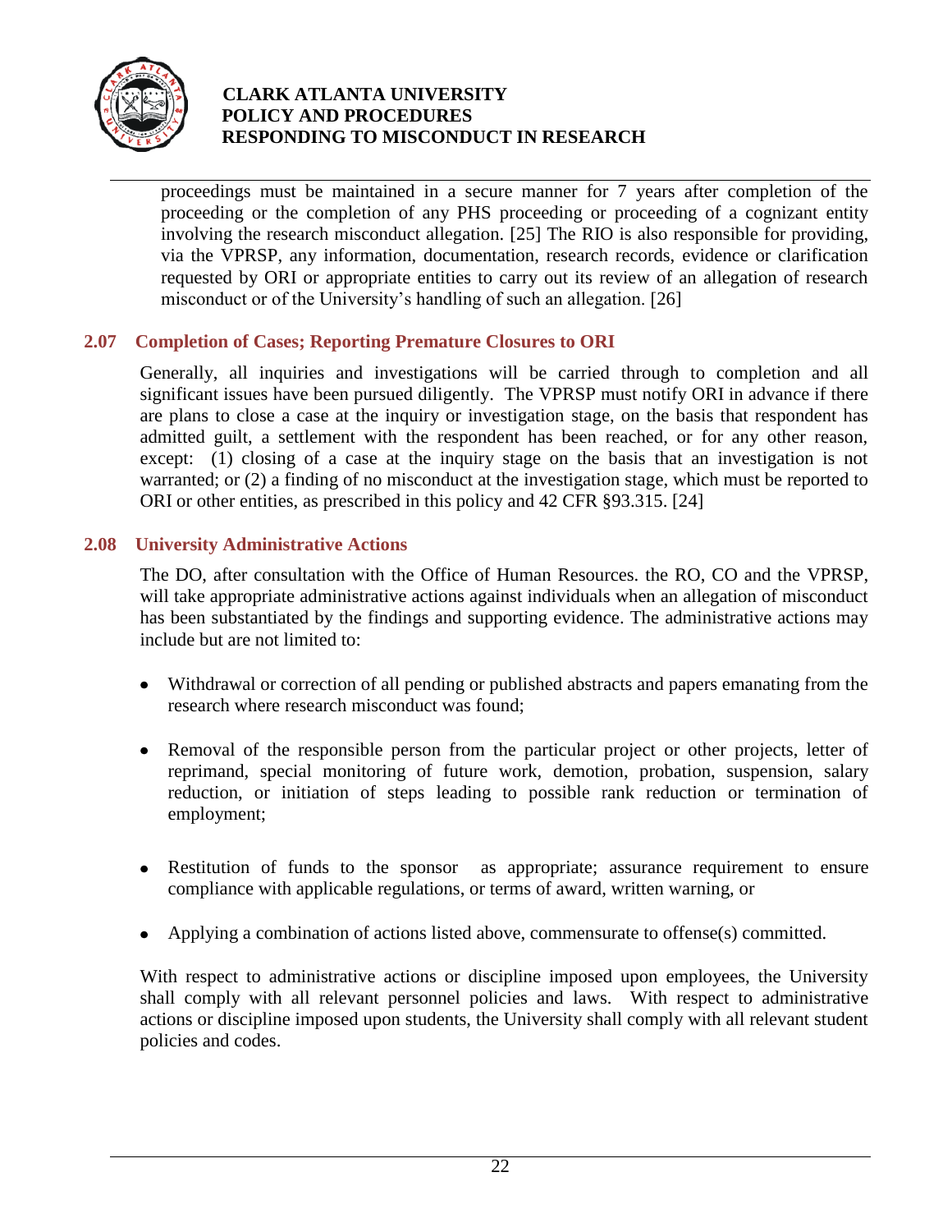proceedings must be maintained in a secure manner for 7 years after completion of the proceeding or the completion of any PHS proceeding or proceeding of a cognizant entity involving the research misconduct allegation. [25] The RIO is also responsible for providing, via the VPRSP, any information, documentation, research records, evidence or clarification requested by ORI or appropriate entities to carry out its review of an allegation of research misconduct or of the University's handling of such an allegation. [26]

### 2.07 Completion of Cases; Reporting Premature Closures to ORI

Generally, all inquiries and investigations will be carried through to completion and all significant issues have been pursued diligently. The VPRSP must notify ORI in advance if there are plans to close a case at the inquiry or investigation stage, on the basis that respondent has admitted guilt, a settlement with the respondent has been reached, or for any other reason, except: (1) closing of a case at the inquiry stage on the basis that an investigation is not warranted; or (2) a finding of no misconduct at the investigation stage, which must be reported to ORI or other entities, as prescribed in this policy and 42 CFR §93.315. [24]

### 2.08 University Administrative Actions

The DO, after consultation with the Office of Human Resources. the RO, CO and the VPRSP, will take appropriate administrative actions against individuals when an allegation of misconduct has been substantiated by the findings and supporting evidence. The administrative actions may include but are not limited to:

- Withdrawal or correction of all pending or published abstracts and papers emanating from the research where research misconduct was found;
- Removal of the responsible person from the particular project or other projects, letter of reprimand, special monitoring of future work, demotion, probation, suspension, salary reduction, or initiation of steps leading to possible rank reduction or termination of employment;
- Restitution of funds to the sponsor as appropriate; assurance requirement to ensure compliance with applicable regulations, or terms of award, written warning, or
- Applying a combination of actions listed above, commensurate to offense(s) committed.

With respect to administrative actions or discipline imposed upon employees, the University shall comply with all relevant personnel policies and laws. With respect to administrative actions or discipline imposed upon students, the University shall comply with all relevant student policies and codes.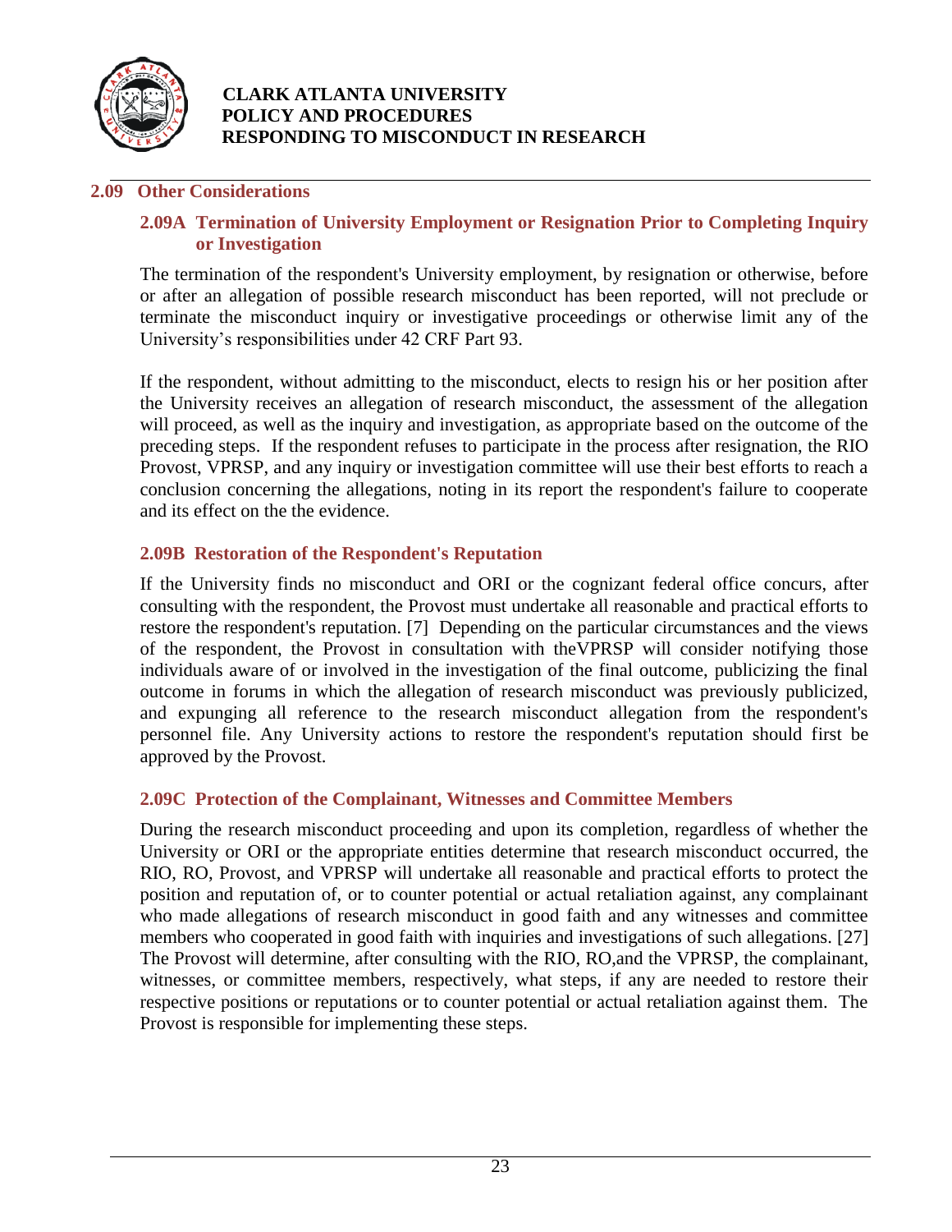## 2.09 Other Considerations

### 2.09A Termination of University Employment or Resignation Prior to Completing Inquiry or Investigation

The termination of the respondent's University employment, by resignation or otherwise, before or after an allegation of possible research misconduct has been reported, will not preclude or terminate the misconduct inquiry or investigative proceedings or otherwise limit any of the University's responsibilities under 42 CRF Part 93.

If the respondent, without admitting to the misconduct, elects to resign his or her position after the University receives an allegation of research misconduct, the assessment of the allegation will proceed, as well as the inquiry and investigation, as appropriate based on the outcome of the preceding steps. If the respondent refuses to participate in the process after resignation, the RIO Provost, VPRSP, and any inquiry or investigation committee will use their best efforts to reach a conclusion concerning the allegations, noting in its report the respondent's failure to cooperate and its effect on the the evidence.

### 2.09B Restoration of the Respondent's Reputation

If the University finds no misconduct and ORI or the cognizant federal office concurs, after consulting with the respondent, the Provost must undertake all reasonable and practical efforts to restore the respondent's reputation. [7] Depending on the particular circumstances and the views of the respondent, the Provost in consultation with theVPRSP will consider notifying those individuals aware of or involved in the investigation of the final outcome, publicizing the final outcome in forums in which the allegation of research misconduct was previously publicized, and expunging all reference to the research misconduct allegation from the respondent's personnel file. Any University actions to restore the respondent's reputation should first be approved by the Provost.

### 2.09C Protection of the Complainant, Witnesses and Committee Members

During the research misconduct proceeding and upon its completion, regardless of whether the University or ORI or the appropriate entities determine that research misconduct occurred, the RIO, RO, Provost, and VPRSP will undertake all reasonable and practical efforts to protect the position and reputation of, or to counter potential or actual retaliation against, any complainant who made allegations of research misconduct in good faith and any witnesses and committee members who cooperated in good faith with inquiries and investigations of such allegations. [27] The Provost will determine, after consulting with the RIO, RO,and the VPRSP, the complainant, witnesses, or committee members, respectively, what steps, if any are needed to restore their respective positions or reputations or to counter potential or actual retaliation against them. The Provost is responsible for implementing these steps.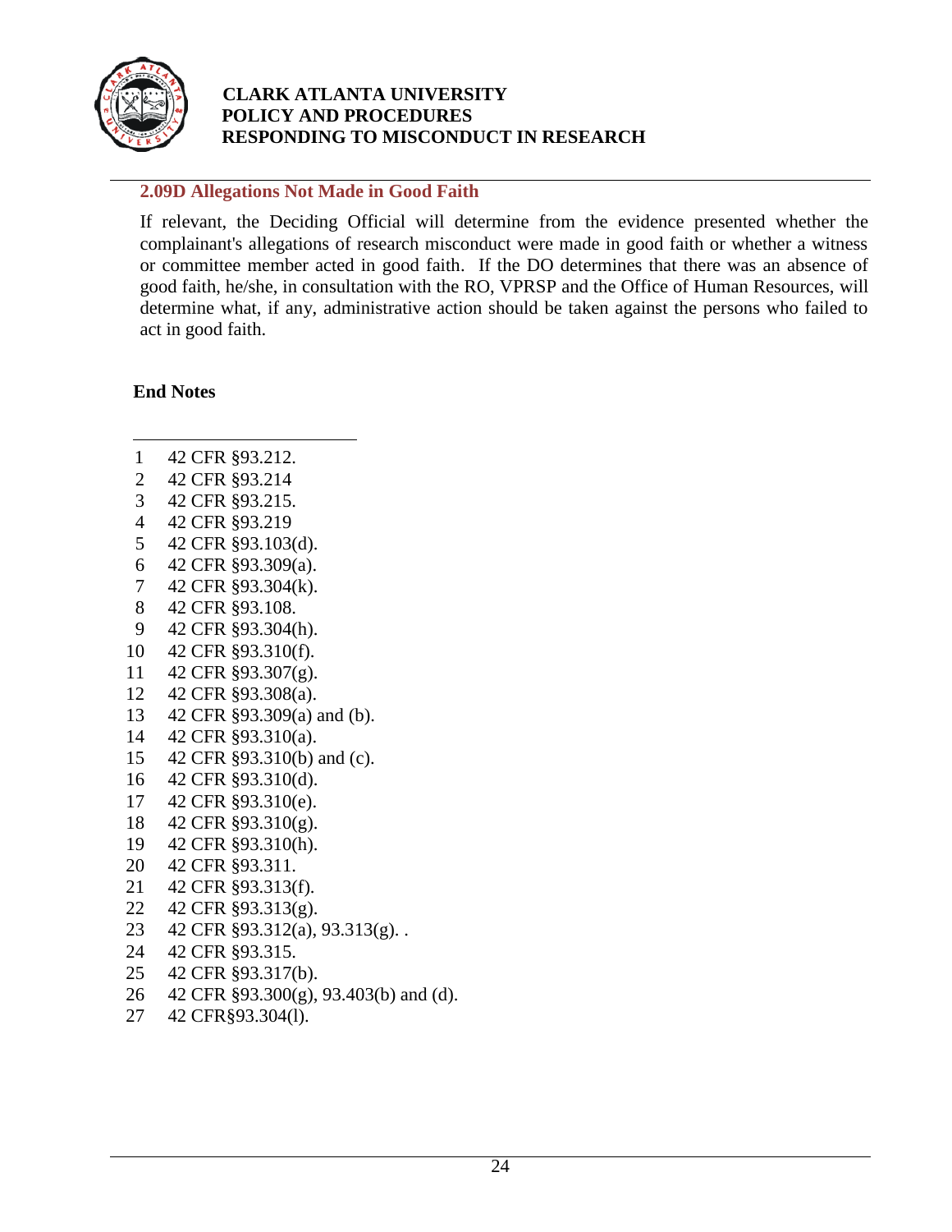### 2.09D Allegations Not Made in Good Faith

If relevant, the Deciding Official will determine from the evidence presented whether the complainant's allegations of research misconduct were made in good faith or whether a witness or committee member acted in good faith. If the DO determines that there was an absence of good faith, he/she, in consultation with the RO, VPRSP and the Office of Human Resources, will determine what, if any, administrative action should be taken against the persons who failed to act in good faith.

**End Notes**

1. 42 CFR §93.212.
2. 42 CFR §93.214
3. 42 CFR §93.215.
4. 42 CFR §93.219
5. 42 CFR §93.103(d).
6. 42 CFR §93.309(a).
7. 42 CFR §93.304(k).
8. 42 CFR §93.108.
9. 42 CFR §93.304(h).
10. 42 CFR §93.310(f).
11. 42 CFR §93.307(g).
12. 42 CFR §93.308(a).
13. 42 CFR §93.309(a) and (b).
14. 42 CFR §93.310(a).
15. 42 CFR §93.310(b) and (c).
16. 42 CFR §93.310(d).
17. 42 CFR §93.310(e).
18. 42 CFR §93.310(g).
19. 42 CFR §93.310(h).
20. 42 CFR §93.311.
21. 42 CFR §93.313(f).
22. 42 CFR §93.313(g).
23. 42 CFR §93.312(a), 93.313(g). .
24. 42 CFR §93.315.
25. 42 CFR §93.317(b).
26. 42 CFR §93.300(g), 93.403(b) and (d).
27. 42 CFR§93.304(l).